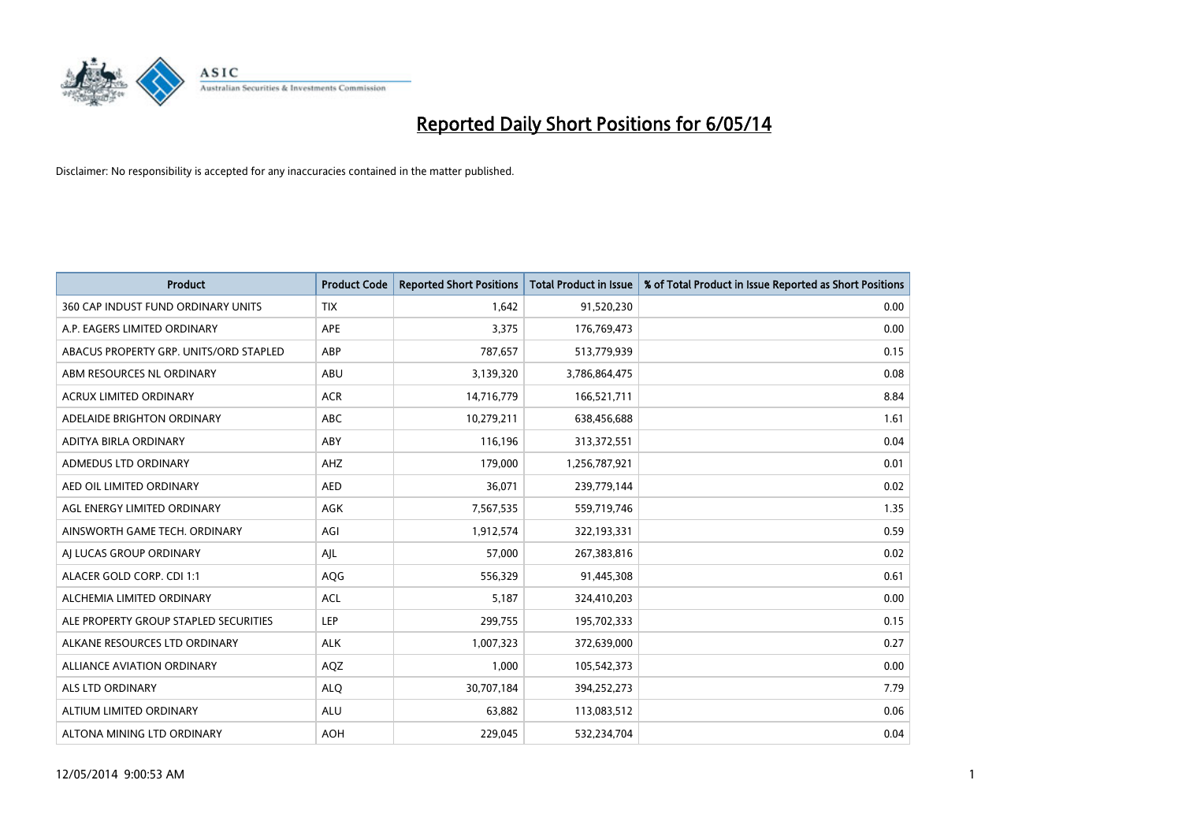# Reported Daily Short Positions for 6/05/14

Disclaimer: No responsibility is accepted for any inaccuracies contained in the matter published.

| Product | Product Code | Reported Short Positions | Total Product in Issue | % of Total Product in Issue Reported as Short Positions |
|---|---|---|---|---|
| 360 CAP INDUST FUND ORDINARY UNITS | TIX | 1,642 | 91,520,230 | 0.00 |
| A.P. EAGERS LIMITED ORDINARY | APE | 3,375 | 176,769,473 | 0.00 |
| ABACUS PROPERTY GRP. UNITS/ORD STAPLED | ABP | 787,657 | 513,779,939 | 0.15 |
| ABM RESOURCES NL ORDINARY | ABU | 3,139,320 | 3,786,864,475 | 0.08 |
| ACRUX LIMITED ORDINARY | ACR | 14,716,779 | 166,521,711 | 8.84 |
| ADELAIDE BRIGHTON ORDINARY | ABC | 10,279,211 | 638,456,688 | 1.61 |
| ADITYA BIRLA ORDINARY | ABY | 116,196 | 313,372,551 | 0.04 |
| ADMEDUS LTD ORDINARY | AHZ | 179,000 | 1,256,787,921 | 0.01 |
| AED OIL LIMITED ORDINARY | AED | 36,071 | 239,779,144 | 0.02 |
| AGL ENERGY LIMITED ORDINARY | AGK | 7,567,535 | 559,719,746 | 1.35 |
| AINSWORTH GAME TECH. ORDINARY | AGI | 1,912,574 | 322,193,331 | 0.59 |
| AJ LUCAS GROUP ORDINARY | AJL | 57,000 | 267,383,816 | 0.02 |
| ALACER GOLD CORP. CDI 1:1 | AQG | 556,329 | 91,445,308 | 0.61 |
| ALCHEMIA LIMITED ORDINARY | ACL | 5,187 | 324,410,203 | 0.00 |
| ALE PROPERTY GROUP STAPLED SECURITIES | LEP | 299,755 | 195,702,333 | 0.15 |
| ALKANE RESOURCES LTD ORDINARY | ALK | 1,007,323 | 372,639,000 | 0.27 |
| ALLIANCE AVIATION ORDINARY | AQZ | 1,000 | 105,542,373 | 0.00 |
| ALS LTD ORDINARY | ALQ | 30,707,184 | 394,252,273 | 7.79 |
| ALTIUM LIMITED ORDINARY | ALU | 63,882 | 113,083,512 | 0.06 |
| ALTONA MINING LTD ORDINARY | AOH | 229,045 | 532,234,704 | 0.04 |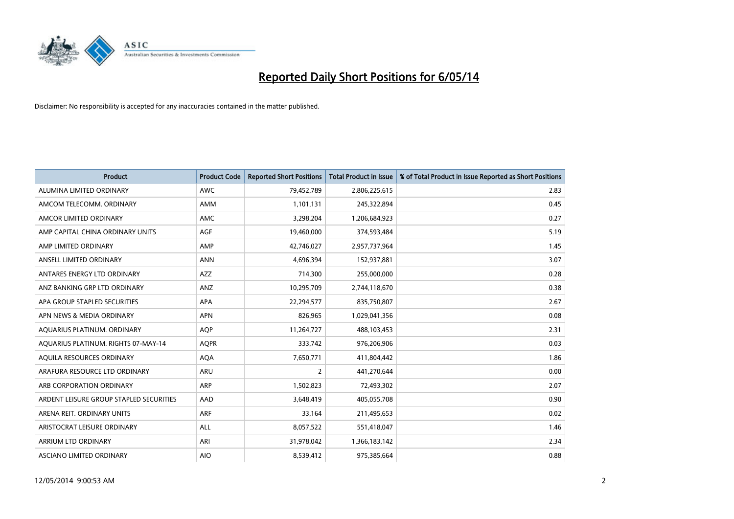# Reported Daily Short Positions for 6/05/14

Disclaimer: No responsibility is accepted for any inaccuracies contained in the matter published.

| Product | Product Code | Reported Short Positions | Total Product in Issue | % of Total Product in Issue Reported as Short Positions |
|---|---|---|---|---|
| ALUMINA LIMITED ORDINARY | AWC | 79,452,789 | 2,806,225,615 | 2.83 |
| AMCOM TELECOMM. ORDINARY | AMM | 1,101,131 | 245,322,894 | 0.45 |
| AMCOR LIMITED ORDINARY | AMC | 3,298,204 | 1,206,684,923 | 0.27 |
| AMP CAPITAL CHINA ORDINARY UNITS | AGF | 19,460,000 | 374,593,484 | 5.19 |
| AMP LIMITED ORDINARY | AMP | 42,746,027 | 2,957,737,964 | 1.45 |
| ANSELL LIMITED ORDINARY | ANN | 4,696,394 | 152,937,881 | 3.07 |
| ANTARES ENERGY LTD ORDINARY | AZZ | 714,300 | 255,000,000 | 0.28 |
| ANZ BANKING GRP LTD ORDINARY | ANZ | 10,295,709 | 2,744,118,670 | 0.38 |
| APA GROUP STAPLED SECURITIES | APA | 22,294,577 | 835,750,807 | 2.67 |
| APN NEWS & MEDIA ORDINARY | APN | 826,965 | 1,029,041,356 | 0.08 |
| AQUARIUS PLATINUM. ORDINARY | AQP | 11,264,727 | 488,103,453 | 2.31 |
| AQUARIUS PLATINUM. RIGHTS 07-MAY-14 | AQPR | 333,742 | 976,206,906 | 0.03 |
| AQUILA RESOURCES ORDINARY | AQA | 7,650,771 | 411,804,442 | 1.86 |
| ARAFURA RESOURCE LTD ORDINARY | ARU | 2 | 441,270,644 | 0.00 |
| ARB CORPORATION ORDINARY | ARP | 1,502,823 | 72,493,302 | 2.07 |
| ARDENT LEISURE GROUP STAPLED SECURITIES | AAD | 3,648,419 | 405,055,708 | 0.90 |
| ARENA REIT. ORDINARY UNITS | ARF | 33,164 | 211,495,653 | 0.02 |
| ARISTOCRAT LEISURE ORDINARY | ALL | 8,057,522 | 551,418,047 | 1.46 |
| ARRIUM LTD ORDINARY | ARI | 31,978,042 | 1,366,183,142 | 2.34 |
| ASCIANO LIMITED ORDINARY | AIO | 8,539,412 | 975,385,664 | 0.88 |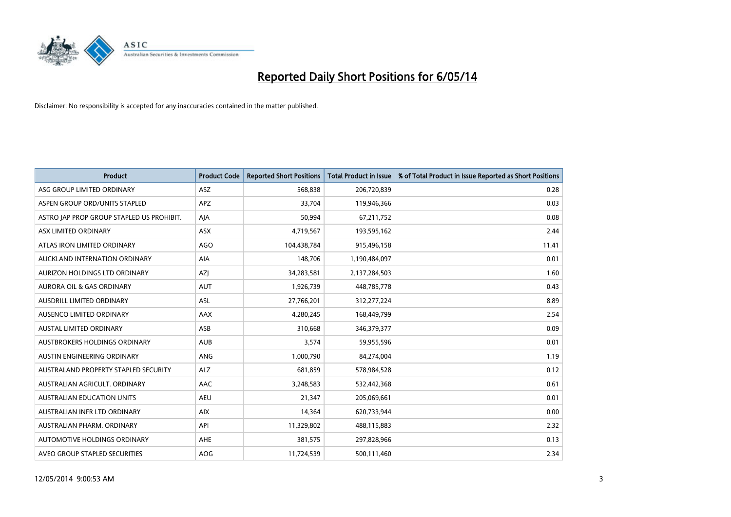# Reported Daily Short Positions for 6/05/14

Disclaimer: No responsibility is accepted for any inaccuracies contained in the matter published.

| Product | Product Code | Reported Short Positions | Total Product in Issue | % of Total Product in Issue Reported as Short Positions |
|---|---|---|---|---|
| ASG GROUP LIMITED ORDINARY | ASZ | 568,838 | 206,720,839 | 0.28 |
| ASPEN GROUP ORD/UNITS STAPLED | APZ | 33,704 | 119,946,366 | 0.03 |
| ASTRO JAP PROP GROUP STAPLED US PROHIBIT. | AJA | 50,994 | 67,211,752 | 0.08 |
| ASX LIMITED ORDINARY | ASX | 4,719,567 | 193,595,162 | 2.44 |
| ATLAS IRON LIMITED ORDINARY | AGO | 104,438,784 | 915,496,158 | 11.41 |
| AUCKLAND INTERNATION ORDINARY | AIA | 148,706 | 1,190,484,097 | 0.01 |
| AURIZON HOLDINGS LTD ORDINARY | AZJ | 34,283,581 | 2,137,284,503 | 1.60 |
| AURORA OIL & GAS ORDINARY | AUT | 1,926,739 | 448,785,778 | 0.43 |
| AUSDRILL LIMITED ORDINARY | ASL | 27,766,201 | 312,277,224 | 8.89 |
| AUSENCO LIMITED ORDINARY | AAX | 4,280,245 | 168,449,799 | 2.54 |
| AUSTAL LIMITED ORDINARY | ASB | 310,668 | 346,379,377 | 0.09 |
| AUSTBROKERS HOLDINGS ORDINARY | AUB | 3,574 | 59,955,596 | 0.01 |
| AUSTIN ENGINEERING ORDINARY | ANG | 1,000,790 | 84,274,004 | 1.19 |
| AUSTRALAND PROPERTY STAPLED SECURITY | ALZ | 681,859 | 578,984,528 | 0.12 |
| AUSTRALIAN AGRICULT. ORDINARY | AAC | 3,248,583 | 532,442,368 | 0.61 |
| AUSTRALIAN EDUCATION UNITS | AEU | 21,347 | 205,069,661 | 0.01 |
| AUSTRALIAN INFR LTD ORDINARY | AIX | 14,364 | 620,733,944 | 0.00 |
| AUSTRALIAN PHARM. ORDINARY | API | 11,329,802 | 488,115,883 | 2.32 |
| AUTOMOTIVE HOLDINGS ORDINARY | AHE | 381,575 | 297,828,966 | 0.13 |
| AVEO GROUP STAPLED SECURITIES | AOG | 11,724,539 | 500,111,460 | 2.34 |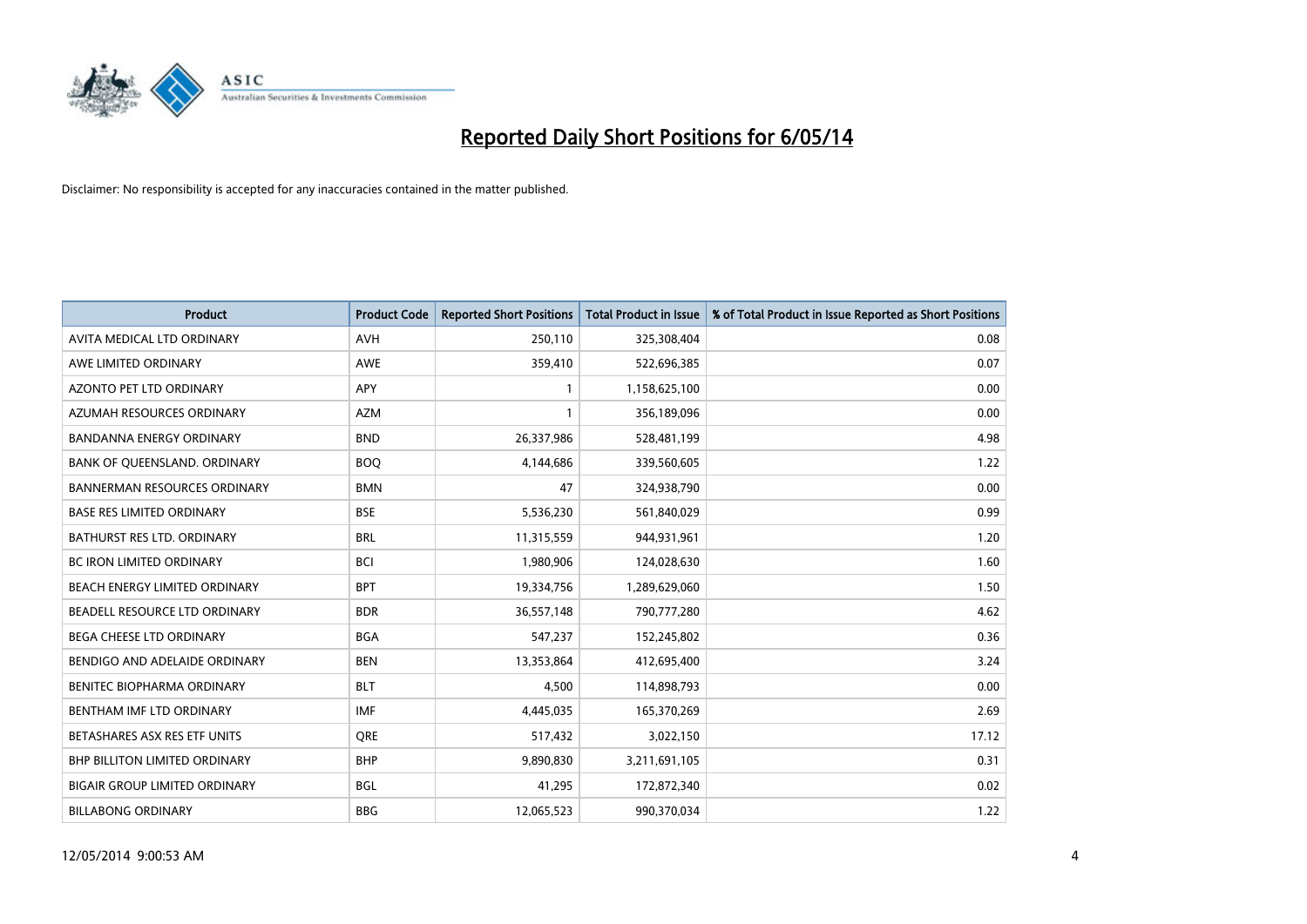# Reported Daily Short Positions for 6/05/14

Disclaimer: No responsibility is accepted for any inaccuracies contained in the matter published.

| Product | Product Code | Reported Short Positions | Total Product in Issue | % of Total Product in Issue Reported as Short Positions |
|---|---|---|---|---|
| AVITA MEDICAL LTD ORDINARY | AVH | 250,110 | 325,308,404 | 0.08 |
| AWE LIMITED ORDINARY | AWE | 359,410 | 522,696,385 | 0.07 |
| AZONTO PET LTD ORDINARY | APY | 1 | 1,158,625,100 | 0.00 |
| AZUMAH RESOURCES ORDINARY | AZM | 1 | 356,189,096 | 0.00 |
| BANDANNA ENERGY ORDINARY | BND | 26,337,986 | 528,481,199 | 4.98 |
| BANK OF QUEENSLAND. ORDINARY | BOQ | 4,144,686 | 339,560,605 | 1.22 |
| BANNERMAN RESOURCES ORDINARY | BMN | 47 | 324,938,790 | 0.00 |
| BASE RES LIMITED ORDINARY | BSE | 5,536,230 | 561,840,029 | 0.99 |
| BATHURST RES LTD. ORDINARY | BRL | 11,315,559 | 944,931,961 | 1.20 |
| BC IRON LIMITED ORDINARY | BCI | 1,980,906 | 124,028,630 | 1.60 |
| BEACH ENERGY LIMITED ORDINARY | BPT | 19,334,756 | 1,289,629,060 | 1.50 |
| BEADELL RESOURCE LTD ORDINARY | BDR | 36,557,148 | 790,777,280 | 4.62 |
| BEGA CHEESE LTD ORDINARY | BGA | 547,237 | 152,245,802 | 0.36 |
| BENDIGO AND ADELAIDE ORDINARY | BEN | 13,353,864 | 412,695,400 | 3.24 |
| BENITEC BIOPHARMA ORDINARY | BLT | 4,500 | 114,898,793 | 0.00 |
| BENTHAM IMF LTD ORDINARY | IMF | 4,445,035 | 165,370,269 | 2.69 |
| BETASHARES ASX RES ETF UNITS | QRE | 517,432 | 3,022,150 | 17.12 |
| BHP BILLITON LIMITED ORDINARY | BHP | 9,890,830 | 3,211,691,105 | 0.31 |
| BIGAIR GROUP LIMITED ORDINARY | BGL | 41,295 | 172,872,340 | 0.02 |
| BILLABONG ORDINARY | BBG | 12,065,523 | 990,370,034 | 1.22 |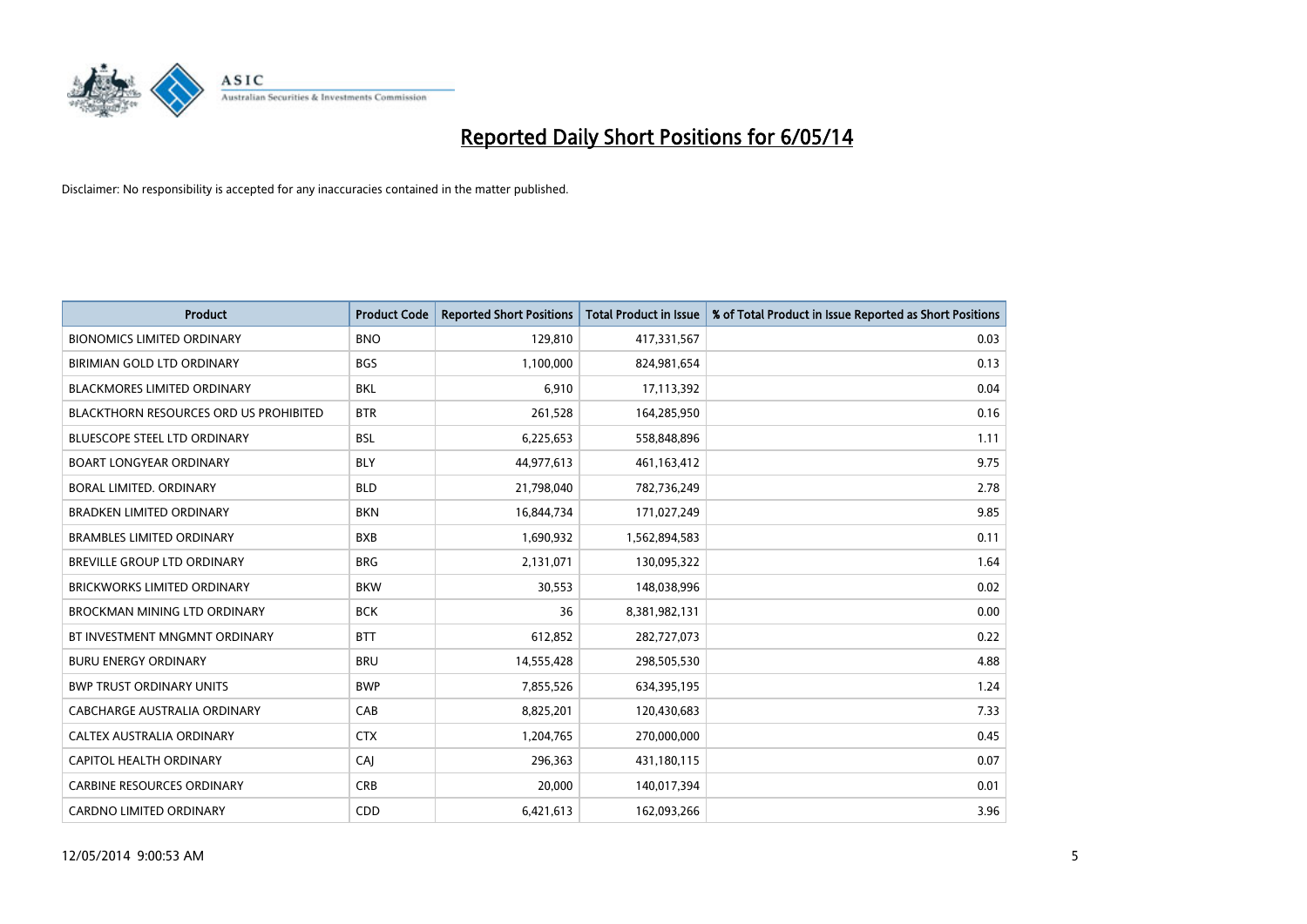# Reported Daily Short Positions for 6/05/14

Disclaimer: No responsibility is accepted for any inaccuracies contained in the matter published.

| Product | Product Code | Reported Short Positions | Total Product in Issue | % of Total Product in Issue Reported as Short Positions |
|---|---|---|---|---|
| BIONOMICS LIMITED ORDINARY | BNO | 129,810 | 417,331,567 | 0.03 |
| BIRIMIAN GOLD LTD ORDINARY | BGS | 1,100,000 | 824,981,654 | 0.13 |
| BLACKMORES LIMITED ORDINARY | BKL | 6,910 | 17,113,392 | 0.04 |
| BLACKTHORN RESOURCES ORD US PROHIBITED | BTR | 261,528 | 164,285,950 | 0.16 |
| BLUESCOPE STEEL LTD ORDINARY | BSL | 6,225,653 | 558,848,896 | 1.11 |
| BOART LONGYEAR ORDINARY | BLY | 44,977,613 | 461,163,412 | 9.75 |
| BORAL LIMITED. ORDINARY | BLD | 21,798,040 | 782,736,249 | 2.78 |
| BRADKEN LIMITED ORDINARY | BKN | 16,844,734 | 171,027,249 | 9.85 |
| BRAMBLES LIMITED ORDINARY | BXB | 1,690,932 | 1,562,894,583 | 0.11 |
| BREVILLE GROUP LTD ORDINARY | BRG | 2,131,071 | 130,095,322 | 1.64 |
| BRICKWORKS LIMITED ORDINARY | BKW | 30,553 | 148,038,996 | 0.02 |
| BROCKMAN MINING LTD ORDINARY | BCK | 36 | 8,381,982,131 | 0.00 |
| BT INVESTMENT MNGMNT ORDINARY | BTT | 612,852 | 282,727,073 | 0.22 |
| BURU ENERGY ORDINARY | BRU | 14,555,428 | 298,505,530 | 4.88 |
| BWP TRUST ORDINARY UNITS | BWP | 7,855,526 | 634,395,195 | 1.24 |
| CABCHARGE AUSTRALIA ORDINARY | CAB | 8,825,201 | 120,430,683 | 7.33 |
| CALTEX AUSTRALIA ORDINARY | CTX | 1,204,765 | 270,000,000 | 0.45 |
| CAPITOL HEALTH ORDINARY | CAJ | 296,363 | 431,180,115 | 0.07 |
| CARBINE RESOURCES ORDINARY | CRB | 20,000 | 140,017,394 | 0.01 |
| CARDNO LIMITED ORDINARY | CDD | 6,421,613 | 162,093,266 | 3.96 |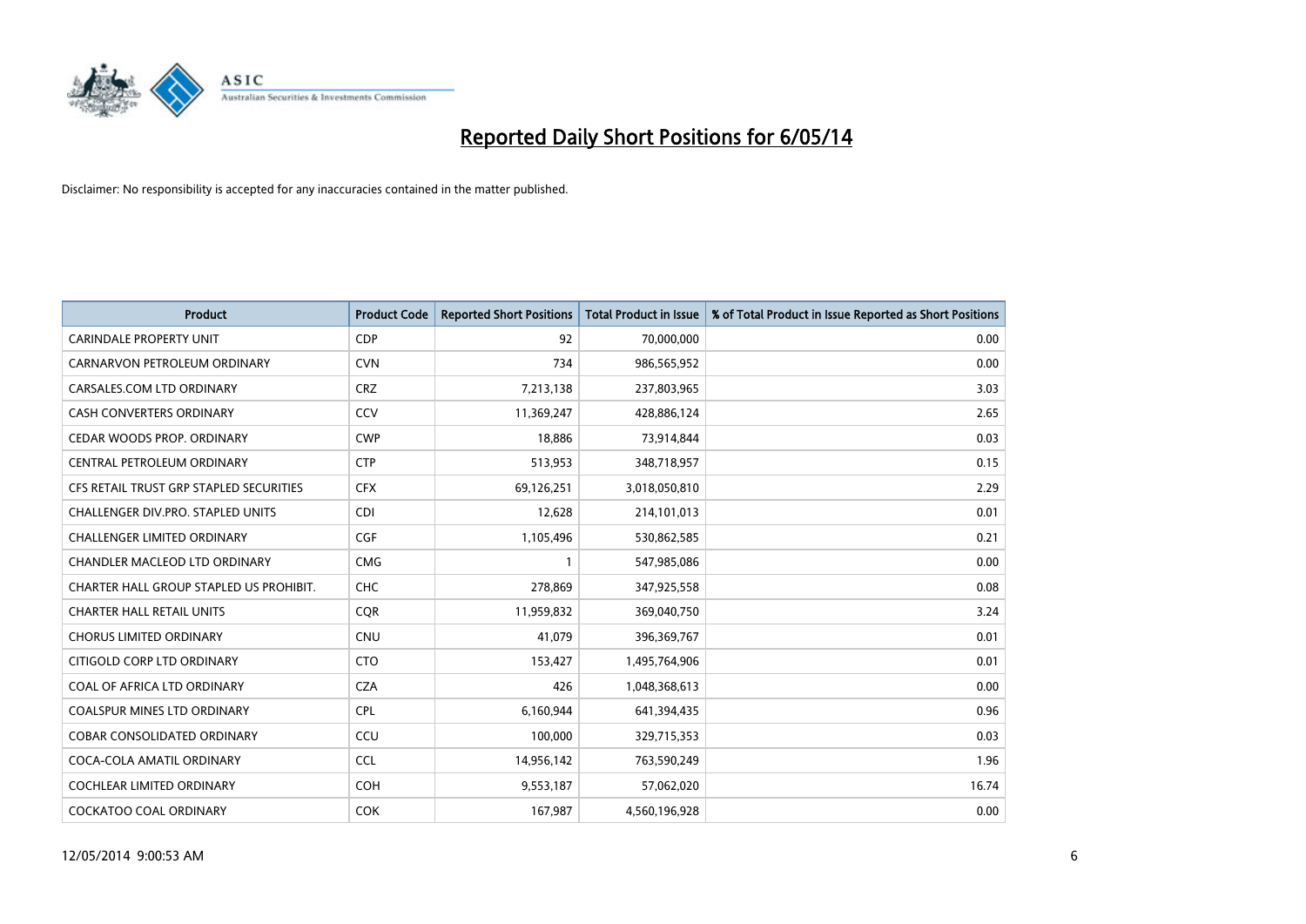# Reported Daily Short Positions for 6/05/14

Disclaimer: No responsibility is accepted for any inaccuracies contained in the matter published.

| Product | Product Code | Reported Short Positions | Total Product in Issue | % of Total Product in Issue Reported as Short Positions |
|---|---|---|---|---|
| CARINDALE PROPERTY UNIT | CDP | 92 | 70,000,000 | 0.00 |
| CARNARVON PETROLEUM ORDINARY | CVN | 734 | 986,565,952 | 0.00 |
| CARSALES.COM LTD ORDINARY | CRZ | 7,213,138 | 237,803,965 | 3.03 |
| CASH CONVERTERS ORDINARY | CCV | 11,369,247 | 428,886,124 | 2.65 |
| CEDAR WOODS PROP. ORDINARY | CWP | 18,886 | 73,914,844 | 0.03 |
| CENTRAL PETROLEUM ORDINARY | CTP | 513,953 | 348,718,957 | 0.15 |
| CFS RETAIL TRUST GRP STAPLED SECURITIES | CFX | 69,126,251 | 3,018,050,810 | 2.29 |
| CHALLENGER DIV.PRO. STAPLED UNITS | CDI | 12,628 | 214,101,013 | 0.01 |
| CHALLENGER LIMITED ORDINARY | CGF | 1,105,496 | 530,862,585 | 0.21 |
| CHANDLER MACLEOD LTD ORDINARY | CMG | 1 | 547,985,086 | 0.00 |
| CHARTER HALL GROUP STAPLED US PROHIBIT. | CHC | 278,869 | 347,925,558 | 0.08 |
| CHARTER HALL RETAIL UNITS | CQR | 11,959,832 | 369,040,750 | 3.24 |
| CHORUS LIMITED ORDINARY | CNU | 41,079 | 396,369,767 | 0.01 |
| CITIGOLD CORP LTD ORDINARY | CTO | 153,427 | 1,495,764,906 | 0.01 |
| COAL OF AFRICA LTD ORDINARY | CZA | 426 | 1,048,368,613 | 0.00 |
| COALSPUR MINES LTD ORDINARY | CPL | 6,160,944 | 641,394,435 | 0.96 |
| COBAR CONSOLIDATED ORDINARY | CCU | 100,000 | 329,715,353 | 0.03 |
| COCA-COLA AMATIL ORDINARY | CCL | 14,956,142 | 763,590,249 | 1.96 |
| COCHLEAR LIMITED ORDINARY | COH | 9,553,187 | 57,062,020 | 16.74 |
| COCKATOO COAL ORDINARY | COK | 167,987 | 4,560,196,928 | 0.00 |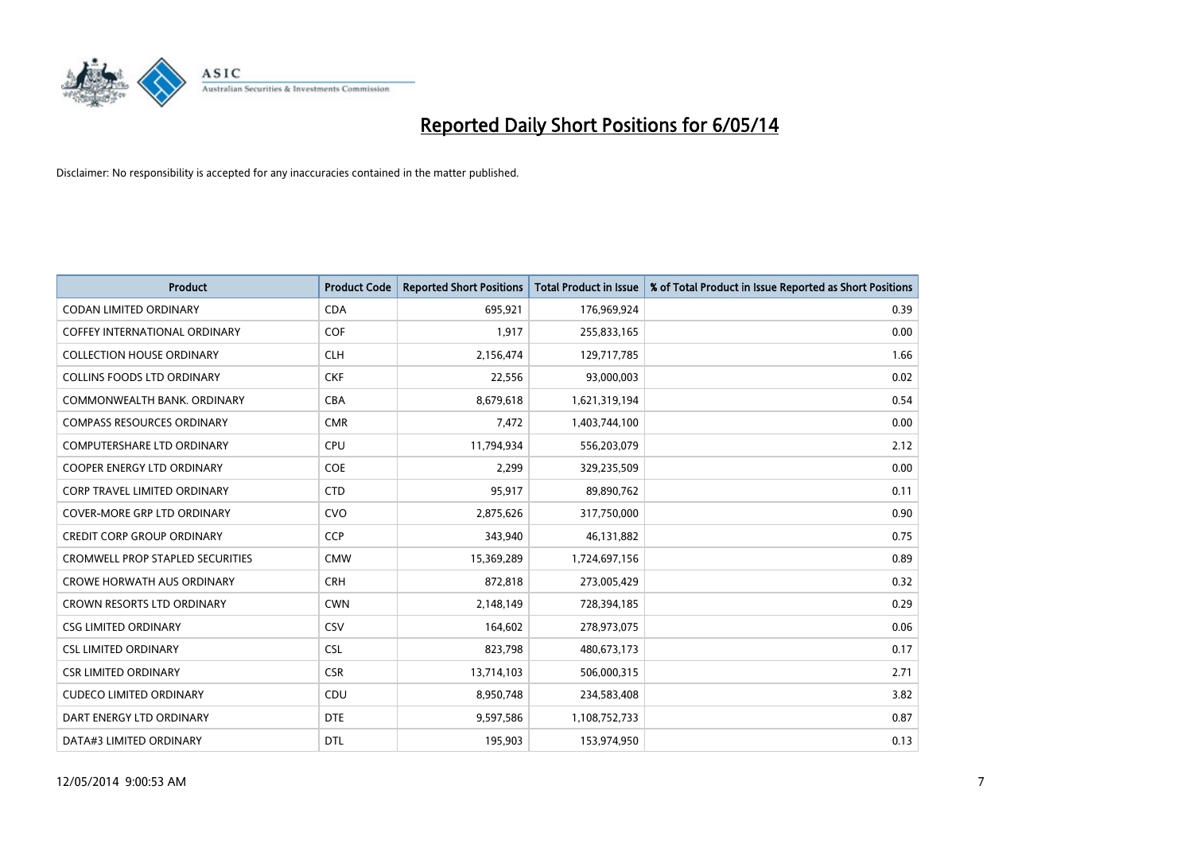# Reported Daily Short Positions for 6/05/14

Disclaimer: No responsibility is accepted for any inaccuracies contained in the matter published.

| Product | Product Code | Reported Short Positions | Total Product in Issue | % of Total Product in Issue Reported as Short Positions |
|---|---|---|---|---|
| CODAN LIMITED ORDINARY | CDA | 695,921 | 176,969,924 | 0.39 |
| COFFEY INTERNATIONAL ORDINARY | COF | 1,917 | 255,833,165 | 0.00 |
| COLLECTION HOUSE ORDINARY | CLH | 2,156,474 | 129,717,785 | 1.66 |
| COLLINS FOODS LTD ORDINARY | CKF | 22,556 | 93,000,003 | 0.02 |
| COMMONWEALTH BANK. ORDINARY | CBA | 8,679,618 | 1,621,319,194 | 0.54 |
| COMPASS RESOURCES ORDINARY | CMR | 7,472 | 1,403,744,100 | 0.00 |
| COMPUTERSHARE LTD ORDINARY | CPU | 11,794,934 | 556,203,079 | 2.12 |
| COOPER ENERGY LTD ORDINARY | COE | 2,299 | 329,235,509 | 0.00 |
| CORP TRAVEL LIMITED ORDINARY | CTD | 95,917 | 89,890,762 | 0.11 |
| COVER-MORE GRP LTD ORDINARY | CVO | 2,875,626 | 317,750,000 | 0.90 |
| CREDIT CORP GROUP ORDINARY | CCP | 343,940 | 46,131,882 | 0.75 |
| CROMWELL PROP STAPLED SECURITIES | CMW | 15,369,289 | 1,724,697,156 | 0.89 |
| CROWE HORWATH AUS ORDINARY | CRH | 872,818 | 273,005,429 | 0.32 |
| CROWN RESORTS LTD ORDINARY | CWN | 2,148,149 | 728,394,185 | 0.29 |
| CSG LIMITED ORDINARY | CSV | 164,602 | 278,973,075 | 0.06 |
| CSL LIMITED ORDINARY | CSL | 823,798 | 480,673,173 | 0.17 |
| CSR LIMITED ORDINARY | CSR | 13,714,103 | 506,000,315 | 2.71 |
| CUDECO LIMITED ORDINARY | CDU | 8,950,748 | 234,583,408 | 3.82 |
| DART ENERGY LTD ORDINARY | DTE | 9,597,586 | 1,108,752,733 | 0.87 |
| DATA#3 LIMITED ORDINARY | DTL | 195,903 | 153,974,950 | 0.13 |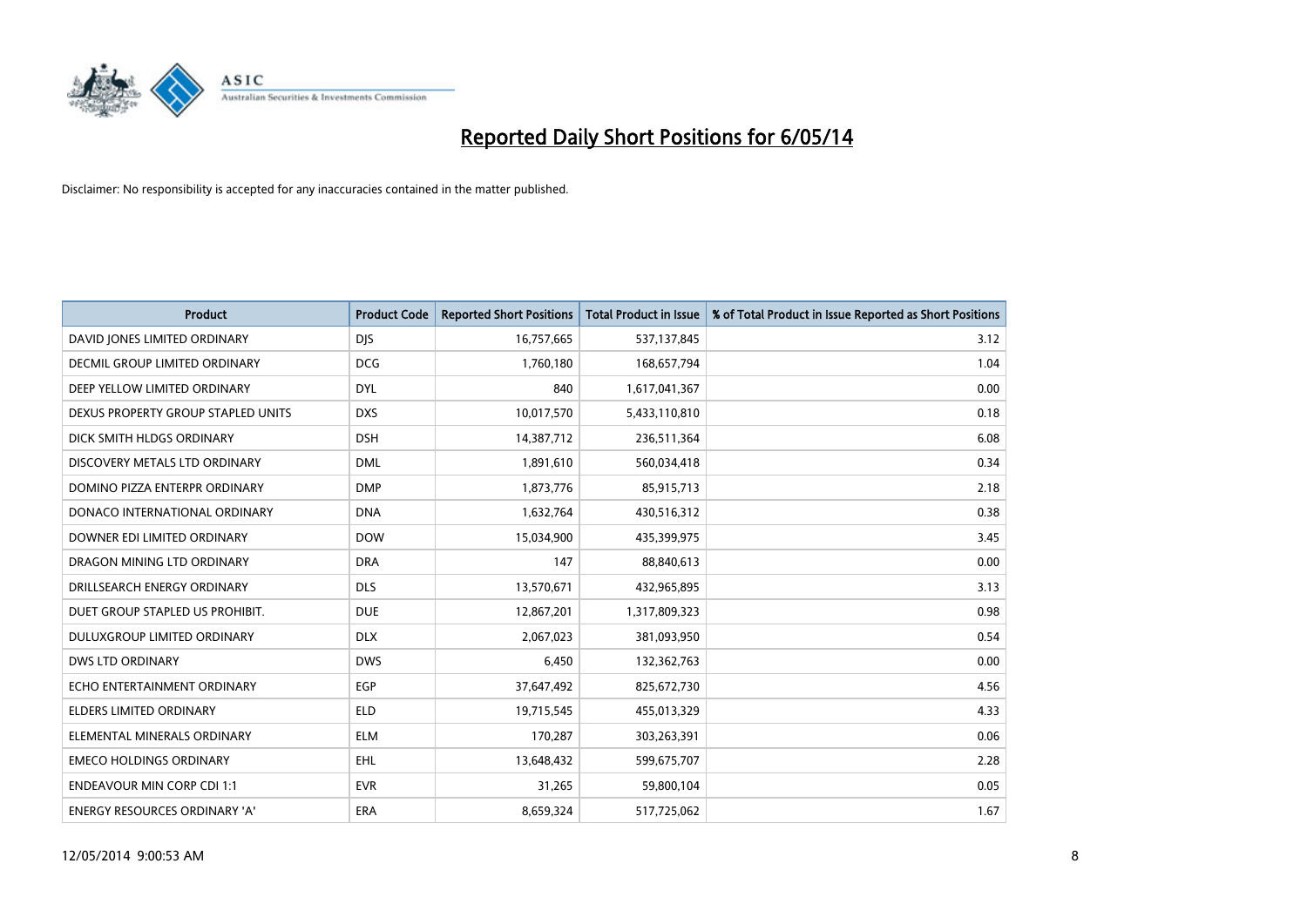# Reported Daily Short Positions for 6/05/14

Disclaimer: No responsibility is accepted for any inaccuracies contained in the matter published.

| Product | Product Code | Reported Short Positions | Total Product in Issue | % of Total Product in Issue Reported as Short Positions |
|---|---|---|---|---|
| DAVID JONES LIMITED ORDINARY | DJS | 16,757,665 | 537,137,845 | 3.12 |
| DECMIL GROUP LIMITED ORDINARY | DCG | 1,760,180 | 168,657,794 | 1.04 |
| DEEP YELLOW LIMITED ORDINARY | DYL | 840 | 1,617,041,367 | 0.00 |
| DEXUS PROPERTY GROUP STAPLED UNITS | DXS | 10,017,570 | 5,433,110,810 | 0.18 |
| DICK SMITH HLDGS ORDINARY | DSH | 14,387,712 | 236,511,364 | 6.08 |
| DISCOVERY METALS LTD ORDINARY | DML | 1,891,610 | 560,034,418 | 0.34 |
| DOMINO PIZZA ENTERPR ORDINARY | DMP | 1,873,776 | 85,915,713 | 2.18 |
| DONACO INTERNATIONAL ORDINARY | DNA | 1,632,764 | 430,516,312 | 0.38 |
| DOWNER EDI LIMITED ORDINARY | DOW | 15,034,900 | 435,399,975 | 3.45 |
| DRAGON MINING LTD ORDINARY | DRA | 147 | 88,840,613 | 0.00 |
| DRILLSEARCH ENERGY ORDINARY | DLS | 13,570,671 | 432,965,895 | 3.13 |
| DUET GROUP STAPLED US PROHIBIT. | DUE | 12,867,201 | 1,317,809,323 | 0.98 |
| DULUXGROUP LIMITED ORDINARY | DLX | 2,067,023 | 381,093,950 | 0.54 |
| DWS LTD ORDINARY | DWS | 6,450 | 132,362,763 | 0.00 |
| ECHO ENTERTAINMENT ORDINARY | EGP | 37,647,492 | 825,672,730 | 4.56 |
| ELDERS LIMITED ORDINARY | ELD | 19,715,545 | 455,013,329 | 4.33 |
| ELEMENTAL MINERALS ORDINARY | ELM | 170,287 | 303,263,391 | 0.06 |
| EMECO HOLDINGS ORDINARY | EHL | 13,648,432 | 599,675,707 | 2.28 |
| ENDEAVOUR MIN CORP CDI 1:1 | EVR | 31,265 | 59,800,104 | 0.05 |
| ENERGY RESOURCES ORDINARY 'A' | ERA | 8,659,324 | 517,725,062 | 1.67 |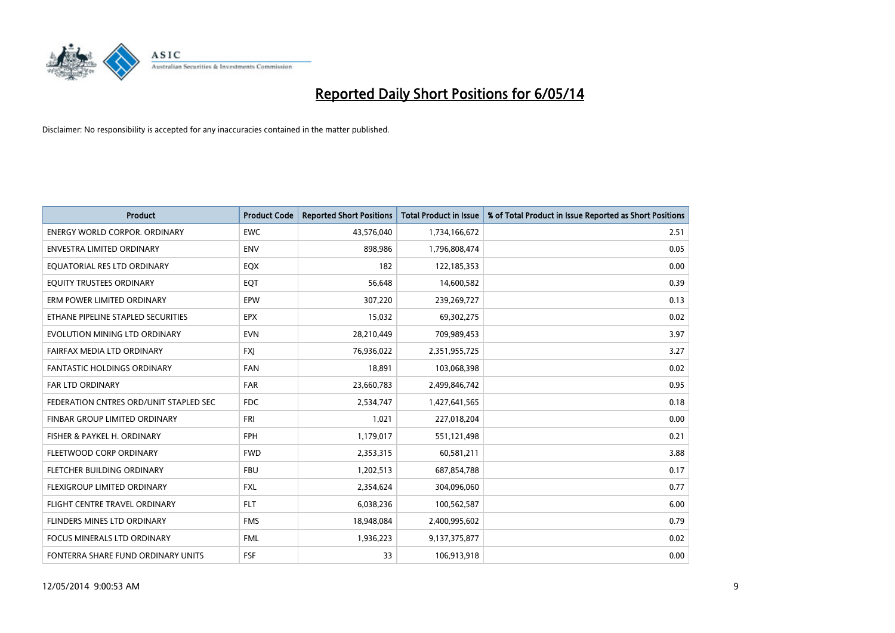# Reported Daily Short Positions for 6/05/14

Disclaimer: No responsibility is accepted for any inaccuracies contained in the matter published.

| Product | Product Code | Reported Short Positions | Total Product in Issue | % of Total Product in Issue Reported as Short Positions |
|---|---|---|---|---|
| ENERGY WORLD CORPOR. ORDINARY | EWC | 43,576,040 | 1,734,166,672 | 2.51 |
| ENVESTRA LIMITED ORDINARY | ENV | 898,986 | 1,796,808,474 | 0.05 |
| EQUATORIAL RES LTD ORDINARY | EQX | 182 | 122,185,353 | 0.00 |
| EQUITY TRUSTEES ORDINARY | EQT | 56,648 | 14,600,582 | 0.39 |
| ERM POWER LIMITED ORDINARY | EPW | 307,220 | 239,269,727 | 0.13 |
| ETHANE PIPELINE STAPLED SECURITIES | EPX | 15,032 | 69,302,275 | 0.02 |
| EVOLUTION MINING LTD ORDINARY | EVN | 28,210,449 | 709,989,453 | 3.97 |
| FAIRFAX MEDIA LTD ORDINARY | FXJ | 76,936,022 | 2,351,955,725 | 3.27 |
| FANTASTIC HOLDINGS ORDINARY | FAN | 18,891 | 103,068,398 | 0.02 |
| FAR LTD ORDINARY | FAR | 23,660,783 | 2,499,846,742 | 0.95 |
| FEDERATION CNTRES ORD/UNIT STAPLED SEC | FDC | 2,534,747 | 1,427,641,565 | 0.18 |
| FINBAR GROUP LIMITED ORDINARY | FRI | 1,021 | 227,018,204 | 0.00 |
| FISHER & PAYKEL H. ORDINARY | FPH | 1,179,017 | 551,121,498 | 0.21 |
| FLEETWOOD CORP ORDINARY | FWD | 2,353,315 | 60,581,211 | 3.88 |
| FLETCHER BUILDING ORDINARY | FBU | 1,202,513 | 687,854,788 | 0.17 |
| FLEXIGROUP LIMITED ORDINARY | FXL | 2,354,624 | 304,096,060 | 0.77 |
| FLIGHT CENTRE TRAVEL ORDINARY | FLT | 6,038,236 | 100,562,587 | 6.00 |
| FLINDERS MINES LTD ORDINARY | FMS | 18,948,084 | 2,400,995,602 | 0.79 |
| FOCUS MINERALS LTD ORDINARY | FML | 1,936,223 | 9,137,375,877 | 0.02 |
| FONTERRA SHARE FUND ORDINARY UNITS | FSF | 33 | 106,913,918 | 0.00 |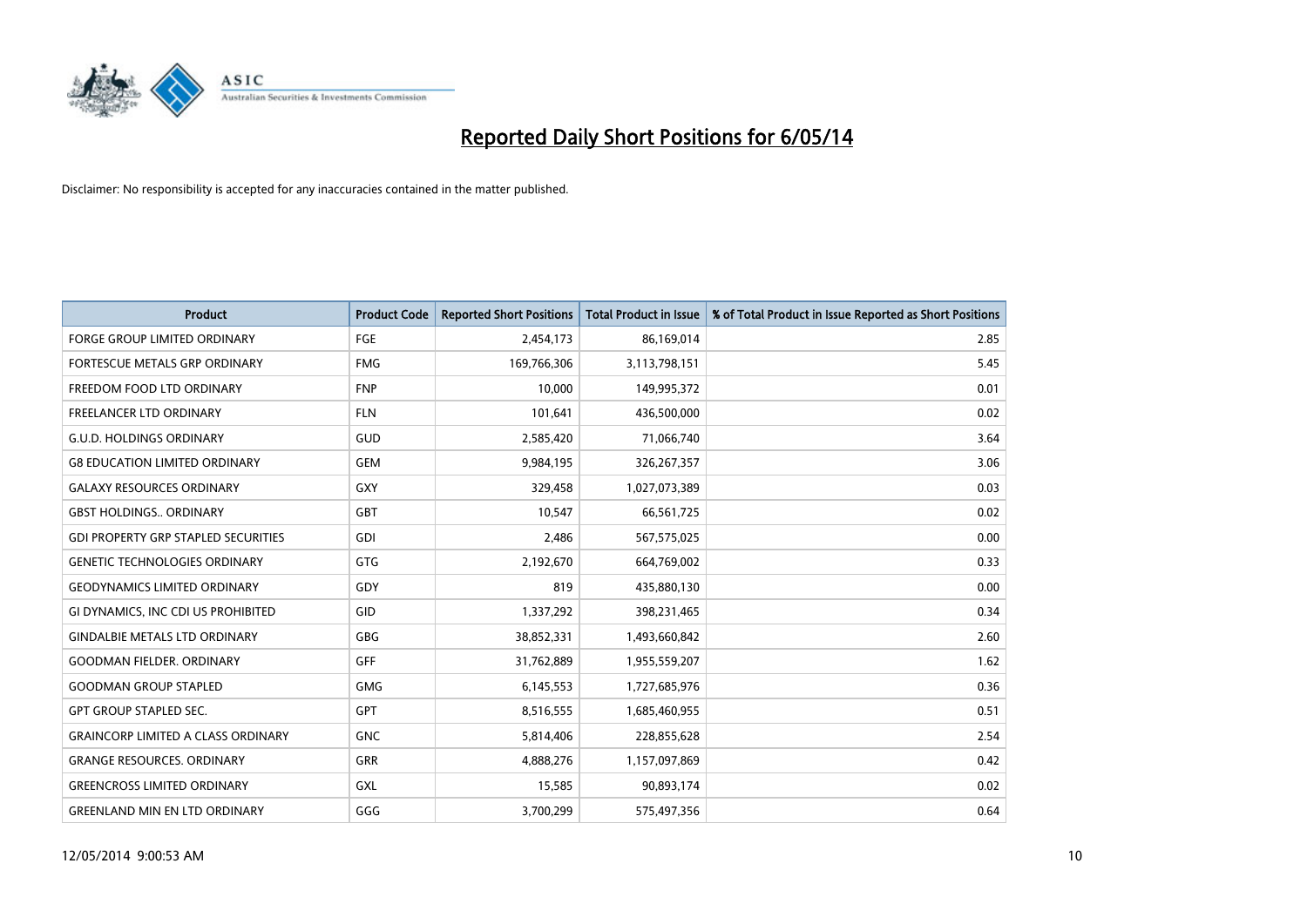# Reported Daily Short Positions for 6/05/14

Disclaimer: No responsibility is accepted for any inaccuracies contained in the matter published.

| Product | Product Code | Reported Short Positions | Total Product in Issue | % of Total Product in Issue Reported as Short Positions |
|---|---|---|---|---|
| FORGE GROUP LIMITED ORDINARY | FGE | 2,454,173 | 86,169,014 | 2.85 |
| FORTESCUE METALS GRP ORDINARY | FMG | 169,766,306 | 3,113,798,151 | 5.45 |
| FREEDOM FOOD LTD ORDINARY | FNP | 10,000 | 149,995,372 | 0.01 |
| FREELANCER LTD ORDINARY | FLN | 101,641 | 436,500,000 | 0.02 |
| G.U.D. HOLDINGS ORDINARY | GUD | 2,585,420 | 71,066,740 | 3.64 |
| G8 EDUCATION LIMITED ORDINARY | GEM | 9,984,195 | 326,267,357 | 3.06 |
| GALAXY RESOURCES ORDINARY | GXY | 329,458 | 1,027,073,389 | 0.03 |
| GBST HOLDINGS.. ORDINARY | GBT | 10,547 | 66,561,725 | 0.02 |
| GDI PROPERTY GRP STAPLED SECURITIES | GDI | 2,486 | 567,575,025 | 0.00 |
| GENETIC TECHNOLOGIES ORDINARY | GTG | 2,192,670 | 664,769,002 | 0.33 |
| GEODYNAMICS LIMITED ORDINARY | GDY | 819 | 435,880,130 | 0.00 |
| GI DYNAMICS, INC CDI US PROHIBITED | GID | 1,337,292 | 398,231,465 | 0.34 |
| GINDALBIE METALS LTD ORDINARY | GBG | 38,852,331 | 1,493,660,842 | 2.60 |
| GOODMAN FIELDER. ORDINARY | GFF | 31,762,889 | 1,955,559,207 | 1.62 |
| GOODMAN GROUP STAPLED | GMG | 6,145,553 | 1,727,685,976 | 0.36 |
| GPT GROUP STAPLED SEC. | GPT | 8,516,555 | 1,685,460,955 | 0.51 |
| GRAINCORP LIMITED A CLASS ORDINARY | GNC | 5,814,406 | 228,855,628 | 2.54 |
| GRANGE RESOURCES. ORDINARY | GRR | 4,888,276 | 1,157,097,869 | 0.42 |
| GREENCROSS LIMITED ORDINARY | GXL | 15,585 | 90,893,174 | 0.02 |
| GREENLAND MIN EN LTD ORDINARY | GGG | 3,700,299 | 575,497,356 | 0.64 |

12/05/2014 9:00:53 AM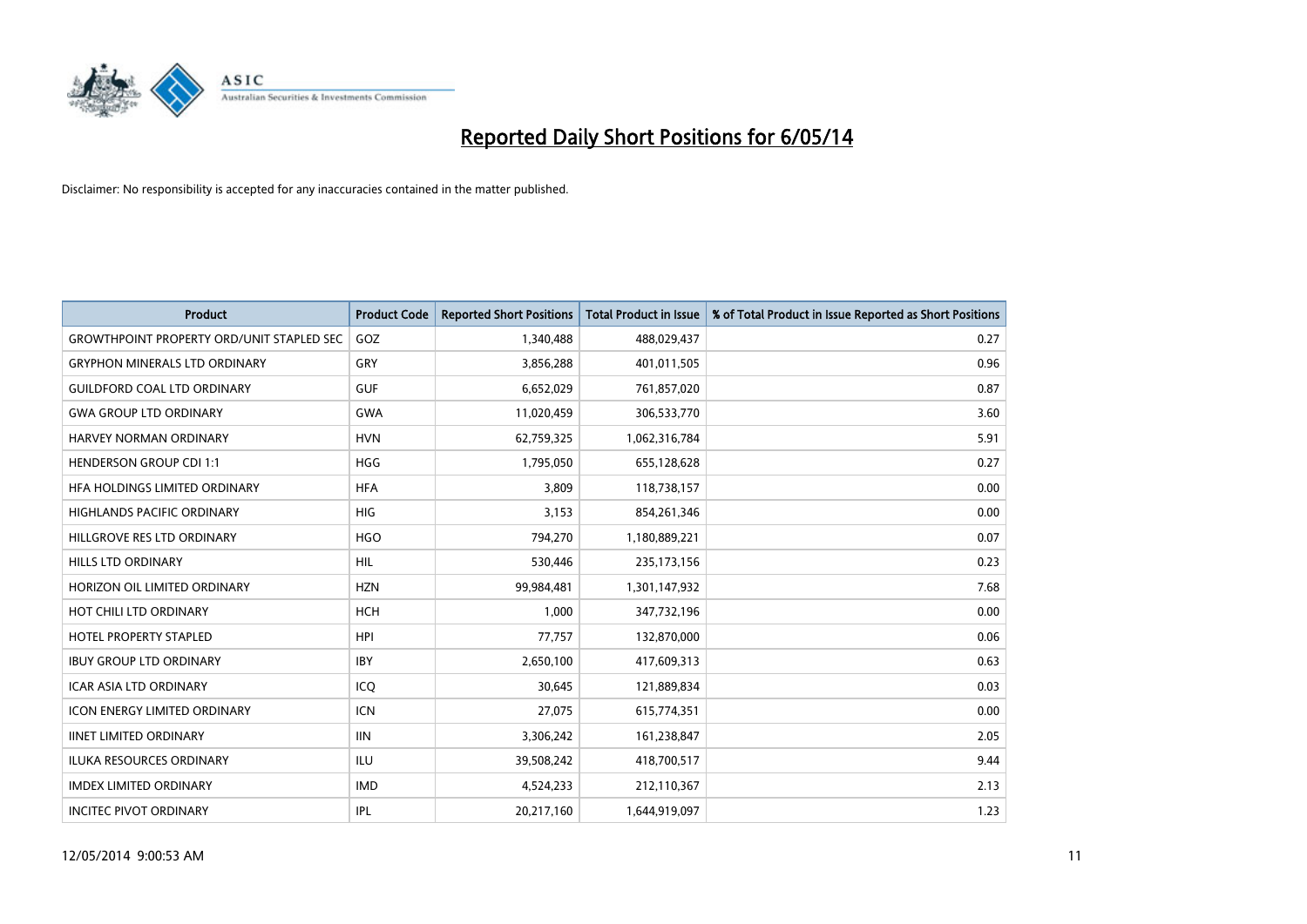# Reported Daily Short Positions for 6/05/14

Disclaimer: No responsibility is accepted for any inaccuracies contained in the matter published.

| Product | Product Code | Reported Short Positions | Total Product in Issue | % of Total Product in Issue Reported as Short Positions |
|---|---|---|---|---|
| GROWTHPOINT PROPERTY ORD/UNIT STAPLED SEC | GOZ | 1,340,488 | 488,029,437 | 0.27 |
| GRYPHON MINERALS LTD ORDINARY | GRY | 3,856,288 | 401,011,505 | 0.96 |
| GUILDFORD COAL LTD ORDINARY | GUF | 6,652,029 | 761,857,020 | 0.87 |
| GWA GROUP LTD ORDINARY | GWA | 11,020,459 | 306,533,770 | 3.60 |
| HARVEY NORMAN ORDINARY | HVN | 62,759,325 | 1,062,316,784 | 5.91 |
| HENDERSON GROUP CDI 1:1 | HGG | 1,795,050 | 655,128,628 | 0.27 |
| HFA HOLDINGS LIMITED ORDINARY | HFA | 3,809 | 118,738,157 | 0.00 |
| HIGHLANDS PACIFIC ORDINARY | HIG | 3,153 | 854,261,346 | 0.00 |
| HILLGROVE RES LTD ORDINARY | HGO | 794,270 | 1,180,889,221 | 0.07 |
| HILLS LTD ORDINARY | HIL | 530,446 | 235,173,156 | 0.23 |
| HORIZON OIL LIMITED ORDINARY | HZN | 99,984,481 | 1,301,147,932 | 7.68 |
| HOT CHILI LTD ORDINARY | HCH | 1,000 | 347,732,196 | 0.00 |
| HOTEL PROPERTY STAPLED | HPI | 77,757 | 132,870,000 | 0.06 |
| IBUY GROUP LTD ORDINARY | IBY | 2,650,100 | 417,609,313 | 0.63 |
| ICAR ASIA LTD ORDINARY | ICQ | 30,645 | 121,889,834 | 0.03 |
| ICON ENERGY LIMITED ORDINARY | ICN | 27,075 | 615,774,351 | 0.00 |
| IINET LIMITED ORDINARY | IIN | 3,306,242 | 161,238,847 | 2.05 |
| ILUKA RESOURCES ORDINARY | ILU | 39,508,242 | 418,700,517 | 9.44 |
| IMDEX LIMITED ORDINARY | IMD | 4,524,233 | 212,110,367 | 2.13 |
| INCITEC PIVOT ORDINARY | IPL | 20,217,160 | 1,644,919,097 | 1.23 |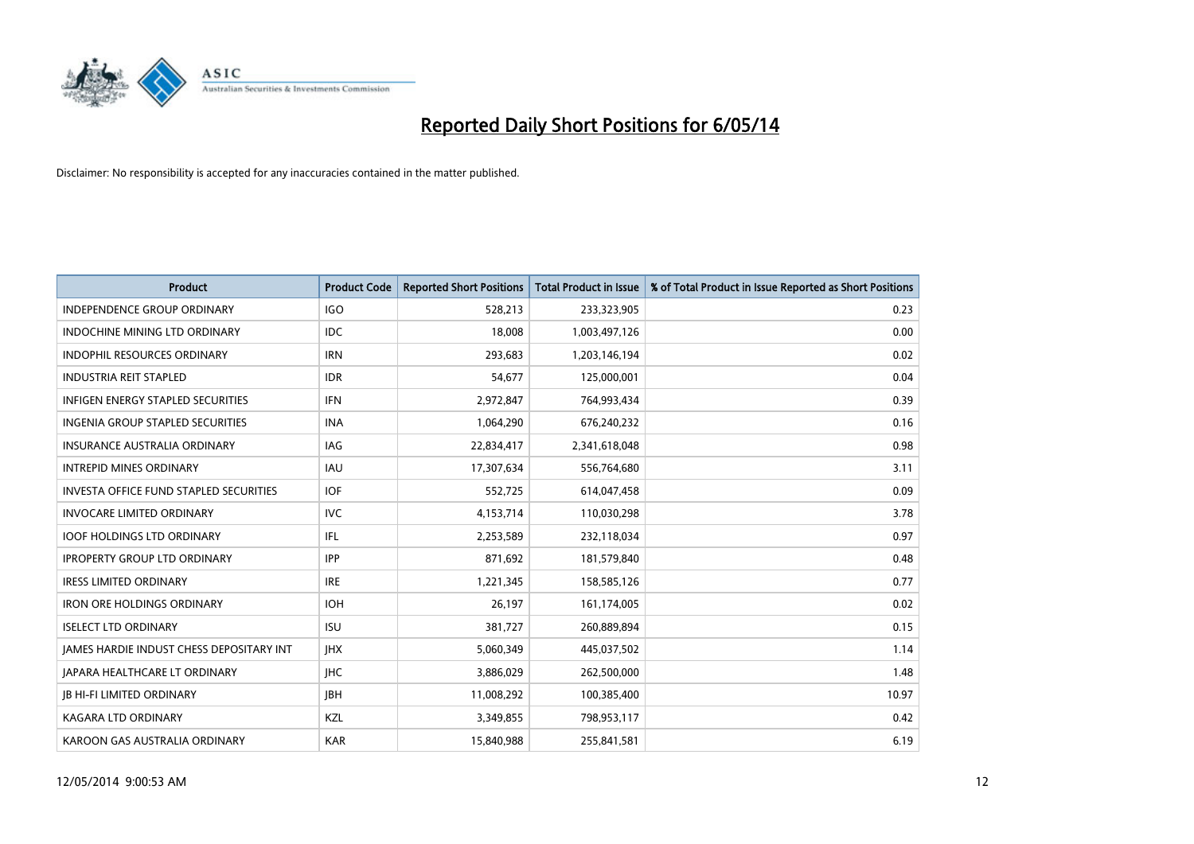# Reported Daily Short Positions for 6/05/14

Disclaimer: No responsibility is accepted for any inaccuracies contained in the matter published.

| Product | Product Code | Reported Short Positions | Total Product in Issue | % of Total Product in Issue Reported as Short Positions |
|---|---|---|---|---|
| INDEPENDENCE GROUP ORDINARY | IGO | 528,213 | 233,323,905 | 0.23 |
| INDOCHINE MINING LTD ORDINARY | IDC | 18,008 | 1,003,497,126 | 0.00 |
| INDOPHIL RESOURCES ORDINARY | IRN | 293,683 | 1,203,146,194 | 0.02 |
| INDUSTRIA REIT STAPLED | IDR | 54,677 | 125,000,001 | 0.04 |
| INFIGEN ENERGY STAPLED SECURITIES | IFN | 2,972,847 | 764,993,434 | 0.39 |
| INGENIA GROUP STAPLED SECURITIES | INA | 1,064,290 | 676,240,232 | 0.16 |
| INSURANCE AUSTRALIA ORDINARY | IAG | 22,834,417 | 2,341,618,048 | 0.98 |
| INTREPID MINES ORDINARY | IAU | 17,307,634 | 556,764,680 | 3.11 |
| INVESTA OFFICE FUND STAPLED SECURITIES | IOF | 552,725 | 614,047,458 | 0.09 |
| INVOCARE LIMITED ORDINARY | IVC | 4,153,714 | 110,030,298 | 3.78 |
| IOOF HOLDINGS LTD ORDINARY | IFL | 2,253,589 | 232,118,034 | 0.97 |
| IPROPERTY GROUP LTD ORDINARY | IPP | 871,692 | 181,579,840 | 0.48 |
| IRESS LIMITED ORDINARY | IRE | 1,221,345 | 158,585,126 | 0.77 |
| IRON ORE HOLDINGS ORDINARY | IOH | 26,197 | 161,174,005 | 0.02 |
| ISELECT LTD ORDINARY | ISU | 381,727 | 260,889,894 | 0.15 |
| JAMES HARDIE INDUST CHESS DEPOSITARY INT | JHX | 5,060,349 | 445,037,502 | 1.14 |
| JAPARA HEALTHCARE LT ORDINARY | JHC | 3,886,029 | 262,500,000 | 1.48 |
| JB HI-FI LIMITED ORDINARY | JBH | 11,008,292 | 100,385,400 | 10.97 |
| KAGARA LTD ORDINARY | KZL | 3,349,855 | 798,953,117 | 0.42 |
| KAROON GAS AUSTRALIA ORDINARY | KAR | 15,840,988 | 255,841,581 | 6.19 |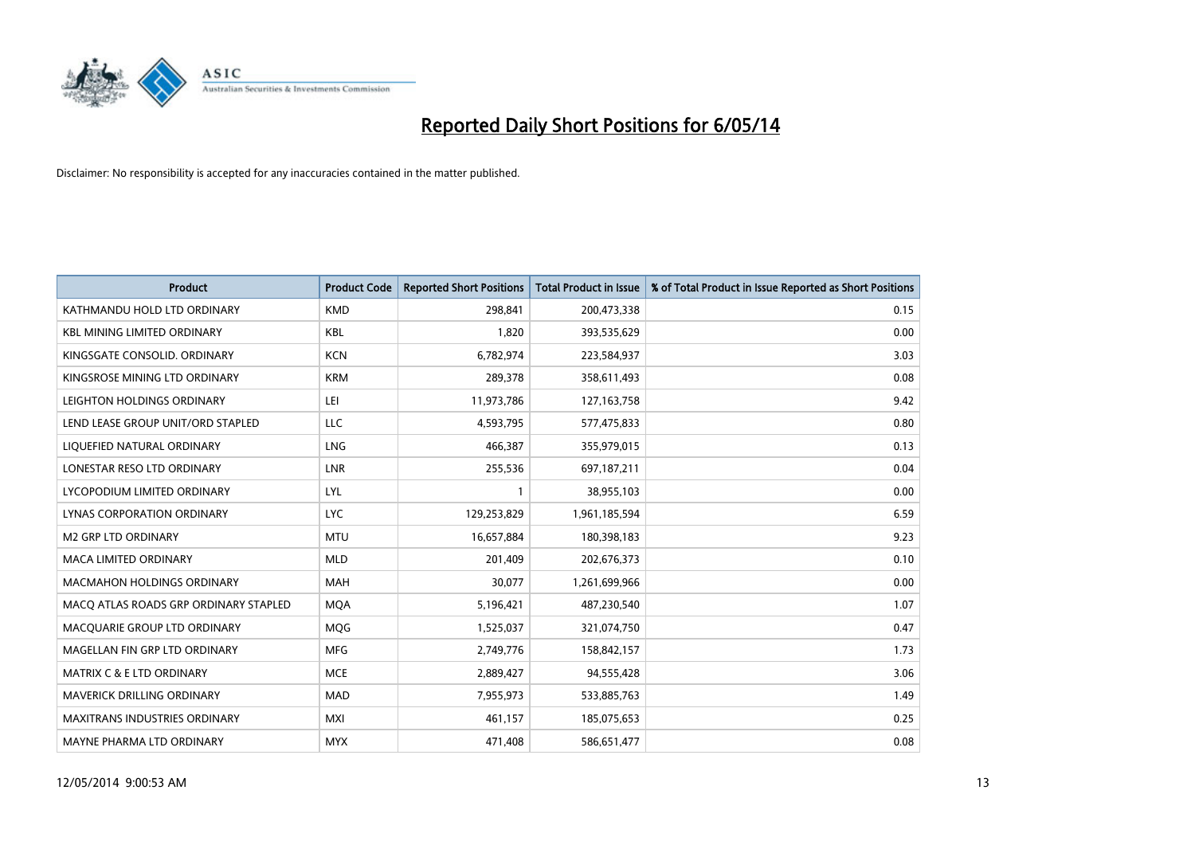# Reported Daily Short Positions for 6/05/14

Disclaimer: No responsibility is accepted for any inaccuracies contained in the matter published.

| Product | Product Code | Reported Short Positions | Total Product in Issue | % of Total Product in Issue Reported as Short Positions |
|---|---|---|---|---|
| KATHMANDU HOLD LTD ORDINARY | KMD | 298,841 | 200,473,338 | 0.15 |
| KBL MINING LIMITED ORDINARY | KBL | 1,820 | 393,535,629 | 0.00 |
| KINGSGATE CONSOLID. ORDINARY | KCN | 6,782,974 | 223,584,937 | 3.03 |
| KINGSROSE MINING LTD ORDINARY | KRM | 289,378 | 358,611,493 | 0.08 |
| LEIGHTON HOLDINGS ORDINARY | LEI | 11,973,786 | 127,163,758 | 9.42 |
| LEND LEASE GROUP UNIT/ORD STAPLED | LLC | 4,593,795 | 577,475,833 | 0.80 |
| LIQUEFIED NATURAL ORDINARY | LNG | 466,387 | 355,979,015 | 0.13 |
| LONESTAR RESO LTD ORDINARY | LNR | 255,536 | 697,187,211 | 0.04 |
| LYCOPODIUM LIMITED ORDINARY | LYL | 1 | 38,955,103 | 0.00 |
| LYNAS CORPORATION ORDINARY | LYC | 129,253,829 | 1,961,185,594 | 6.59 |
| M2 GRP LTD ORDINARY | MTU | 16,657,884 | 180,398,183 | 9.23 |
| MACA LIMITED ORDINARY | MLD | 201,409 | 202,676,373 | 0.10 |
| MACMAHON HOLDINGS ORDINARY | MAH | 30,077 | 1,261,699,966 | 0.00 |
| MACQ ATLAS ROADS GRP ORDINARY STAPLED | MQA | 5,196,421 | 487,230,540 | 1.07 |
| MACQUARIE GROUP LTD ORDINARY | MQG | 1,525,037 | 321,074,750 | 0.47 |
| MAGELLAN FIN GRP LTD ORDINARY | MFG | 2,749,776 | 158,842,157 | 1.73 |
| MATRIX C & E LTD ORDINARY | MCE | 2,889,427 | 94,555,428 | 3.06 |
| MAVERICK DRILLING ORDINARY | MAD | 7,955,973 | 533,885,763 | 1.49 |
| MAXITRANS INDUSTRIES ORDINARY | MXI | 461,157 | 185,075,653 | 0.25 |
| MAYNE PHARMA LTD ORDINARY | MYX | 471,408 | 586,651,477 | 0.08 |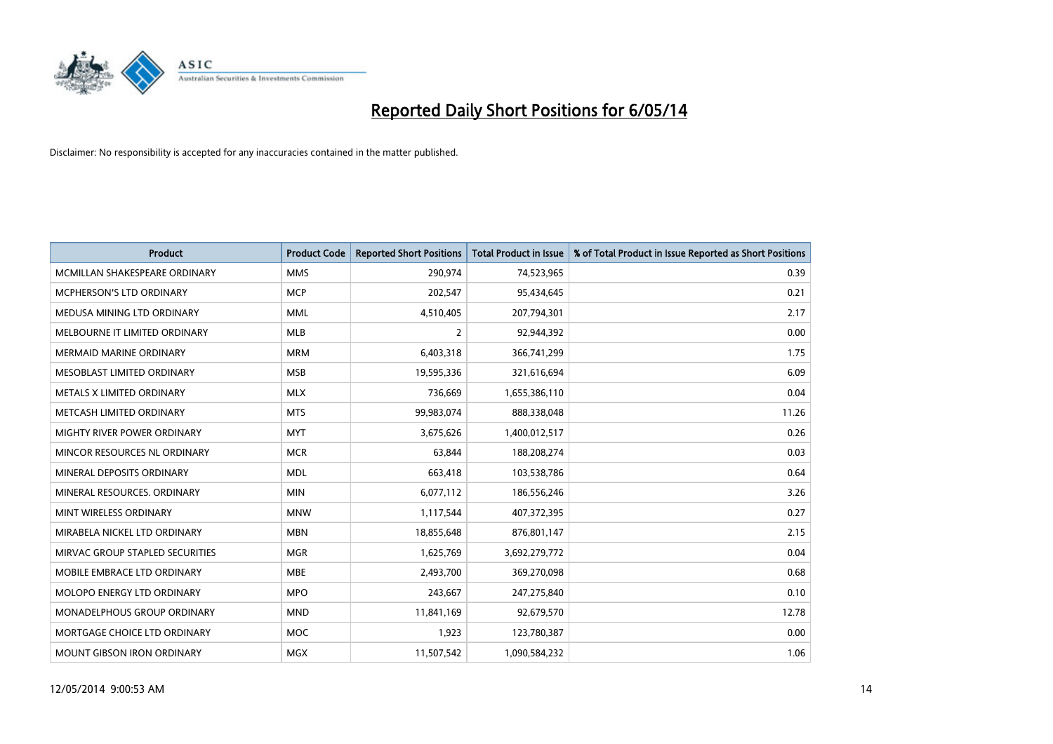# Reported Daily Short Positions for 6/05/14

Disclaimer: No responsibility is accepted for any inaccuracies contained in the matter published.

| Product | Product Code | Reported Short Positions | Total Product in Issue | % of Total Product in Issue Reported as Short Positions |
|---|---|---|---|---|
| MCMILLAN SHAKESPEARE ORDINARY | MMS | 290,974 | 74,523,965 | 0.39 |
| MCPHERSON'S LTD ORDINARY | MCP | 202,547 | 95,434,645 | 0.21 |
| MEDUSA MINING LTD ORDINARY | MML | 4,510,405 | 207,794,301 | 2.17 |
| MELBOURNE IT LIMITED ORDINARY | MLB | 2 | 92,944,392 | 0.00 |
| MERMAID MARINE ORDINARY | MRM | 6,403,318 | 366,741,299 | 1.75 |
| MESOBLAST LIMITED ORDINARY | MSB | 19,595,336 | 321,616,694 | 6.09 |
| METALS X LIMITED ORDINARY | MLX | 736,669 | 1,655,386,110 | 0.04 |
| METCASH LIMITED ORDINARY | MTS | 99,983,074 | 888,338,048 | 11.26 |
| MIGHTY RIVER POWER ORDINARY | MYT | 3,675,626 | 1,400,012,517 | 0.26 |
| MINCOR RESOURCES NL ORDINARY | MCR | 63,844 | 188,208,274 | 0.03 |
| MINERAL DEPOSITS ORDINARY | MDL | 663,418 | 103,538,786 | 0.64 |
| MINERAL RESOURCES. ORDINARY | MIN | 6,077,112 | 186,556,246 | 3.26 |
| MINT WIRELESS ORDINARY | MNW | 1,117,544 | 407,372,395 | 0.27 |
| MIRABELA NICKEL LTD ORDINARY | MBN | 18,855,648 | 876,801,147 | 2.15 |
| MIRVAC GROUP STAPLED SECURITIES | MGR | 1,625,769 | 3,692,279,772 | 0.04 |
| MOBILE EMBRACE LTD ORDINARY | MBE | 2,493,700 | 369,270,098 | 0.68 |
| MOLOPO ENERGY LTD ORDINARY | MPO | 243,667 | 247,275,840 | 0.10 |
| MONADELPHOUS GROUP ORDINARY | MND | 11,841,169 | 92,679,570 | 12.78 |
| MORTGAGE CHOICE LTD ORDINARY | MOC | 1,923 | 123,780,387 | 0.00 |
| MOUNT GIBSON IRON ORDINARY | MGX | 11,507,542 | 1,090,584,232 | 1.06 |

12/05/2014 9:00:53 AM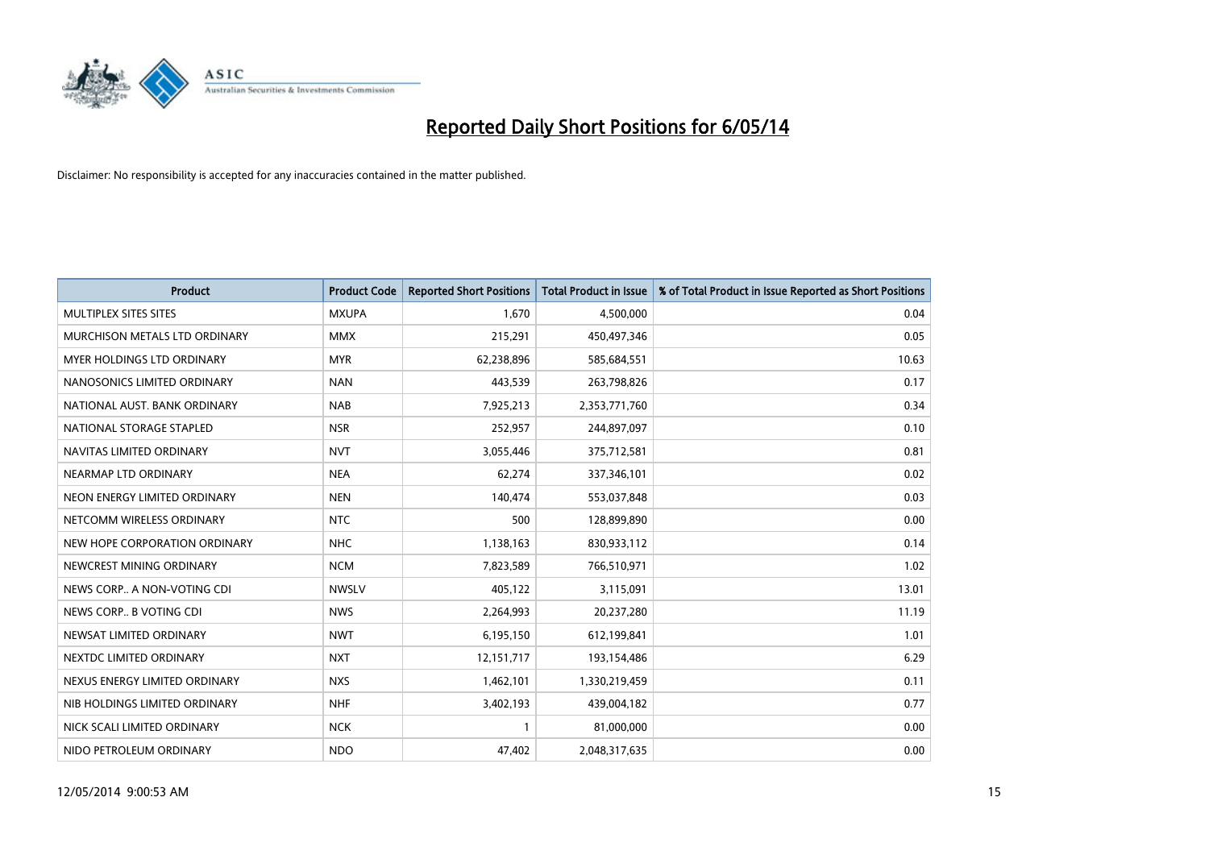# Reported Daily Short Positions for 6/05/14

Disclaimer: No responsibility is accepted for any inaccuracies contained in the matter published.

| Product | Product Code | Reported Short Positions | Total Product in Issue | % of Total Product in Issue Reported as Short Positions |
|---|---|---|---|---|
| MULTIPLEX SITES SITES | MXUPA | 1,670 | 4,500,000 | 0.04 |
| MURCHISON METALS LTD ORDINARY | MMX | 215,291 | 450,497,346 | 0.05 |
| MYER HOLDINGS LTD ORDINARY | MYR | 62,238,896 | 585,684,551 | 10.63 |
| NANOSONICS LIMITED ORDINARY | NAN | 443,539 | 263,798,826 | 0.17 |
| NATIONAL AUST. BANK ORDINARY | NAB | 7,925,213 | 2,353,771,760 | 0.34 |
| NATIONAL STORAGE STAPLED | NSR | 252,957 | 244,897,097 | 0.10 |
| NAVITAS LIMITED ORDINARY | NVT | 3,055,446 | 375,712,581 | 0.81 |
| NEARMAP LTD ORDINARY | NEA | 62,274 | 337,346,101 | 0.02 |
| NEON ENERGY LIMITED ORDINARY | NEN | 140,474 | 553,037,848 | 0.03 |
| NETCOMM WIRELESS ORDINARY | NTC | 500 | 128,899,890 | 0.00 |
| NEW HOPE CORPORATION ORDINARY | NHC | 1,138,163 | 830,933,112 | 0.14 |
| NEWCREST MINING ORDINARY | NCM | 7,823,589 | 766,510,971 | 1.02 |
| NEWS CORP.. A NON-VOTING CDI | NWSLV | 405,122 | 3,115,091 | 13.01 |
| NEWS CORP.. B VOTING CDI | NWS | 2,264,993 | 20,237,280 | 11.19 |
| NEWSAT LIMITED ORDINARY | NWT | 6,195,150 | 612,199,841 | 1.01 |
| NEXTDC LIMITED ORDINARY | NXT | 12,151,717 | 193,154,486 | 6.29 |
| NEXUS ENERGY LIMITED ORDINARY | NXS | 1,462,101 | 1,330,219,459 | 0.11 |
| NIB HOLDINGS LIMITED ORDINARY | NHF | 3,402,193 | 439,004,182 | 0.77 |
| NICK SCALI LIMITED ORDINARY | NCK | 1 | 81,000,000 | 0.00 |
| NIDO PETROLEUM ORDINARY | NDO | 47,402 | 2,048,317,635 | 0.00 |

12/05/2014 9:00:53 AM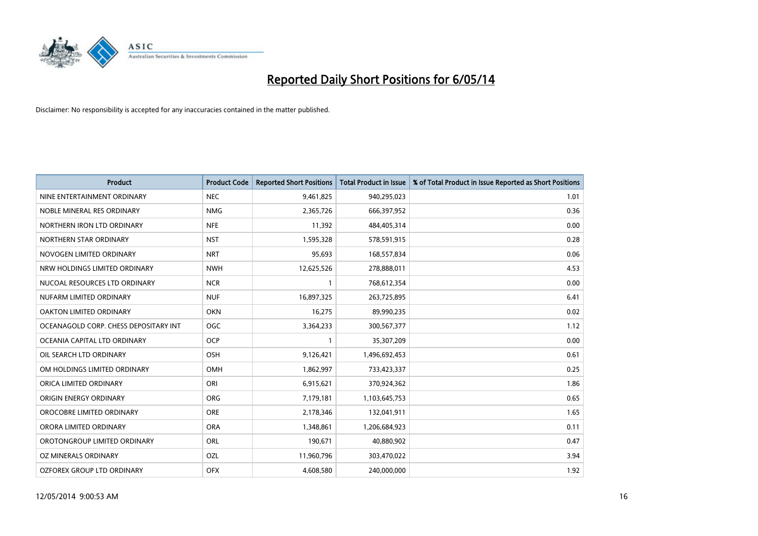# Reported Daily Short Positions for 6/05/14

Disclaimer: No responsibility is accepted for any inaccuracies contained in the matter published.

| Product | Product Code | Reported Short Positions | Total Product in Issue | % of Total Product in Issue Reported as Short Positions |
|---|---|---|---|---|
| NINE ENTERTAINMENT ORDINARY | NEC | 9,461,825 | 940,295,023 | 1.01 |
| NOBLE MINERAL RES ORDINARY | NMG | 2,365,726 | 666,397,952 | 0.36 |
| NORTHERN IRON LTD ORDINARY | NFE | 11,392 | 484,405,314 | 0.00 |
| NORTHERN STAR ORDINARY | NST | 1,595,328 | 578,591,915 | 0.28 |
| NOVOGEN LIMITED ORDINARY | NRT | 95,693 | 168,557,834 | 0.06 |
| NRW HOLDINGS LIMITED ORDINARY | NWH | 12,625,526 | 278,888,011 | 4.53 |
| NUCOAL RESOURCES LTD ORDINARY | NCR | 1 | 768,612,354 | 0.00 |
| NUFARM LIMITED ORDINARY | NUF | 16,897,325 | 263,725,895 | 6.41 |
| OAKTON LIMITED ORDINARY | OKN | 16,275 | 89,990,235 | 0.02 |
| OCEANAGOLD CORP. CHESS DEPOSITARY INT | OGC | 3,364,233 | 300,567,377 | 1.12 |
| OCEANIA CAPITAL LTD ORDINARY | OCP | 1 | 35,307,209 | 0.00 |
| OIL SEARCH LTD ORDINARY | OSH | 9,126,421 | 1,496,692,453 | 0.61 |
| OM HOLDINGS LIMITED ORDINARY | OMH | 1,862,997 | 733,423,337 | 0.25 |
| ORICA LIMITED ORDINARY | ORI | 6,915,621 | 370,924,362 | 1.86 |
| ORIGIN ENERGY ORDINARY | ORG | 7,179,181 | 1,103,645,753 | 0.65 |
| OROCOBRE LIMITED ORDINARY | ORE | 2,178,346 | 132,041,911 | 1.65 |
| ORORA LIMITED ORDINARY | ORA | 1,348,861 | 1,206,684,923 | 0.11 |
| OROTONGROUP LIMITED ORDINARY | ORL | 190,671 | 40,880,902 | 0.47 |
| OZ MINERALS ORDINARY | OZL | 11,960,796 | 303,470,022 | 3.94 |
| OZFOREX GROUP LTD ORDINARY | OFX | 4,608,580 | 240,000,000 | 1.92 |

12/05/2014 9:00:53 AM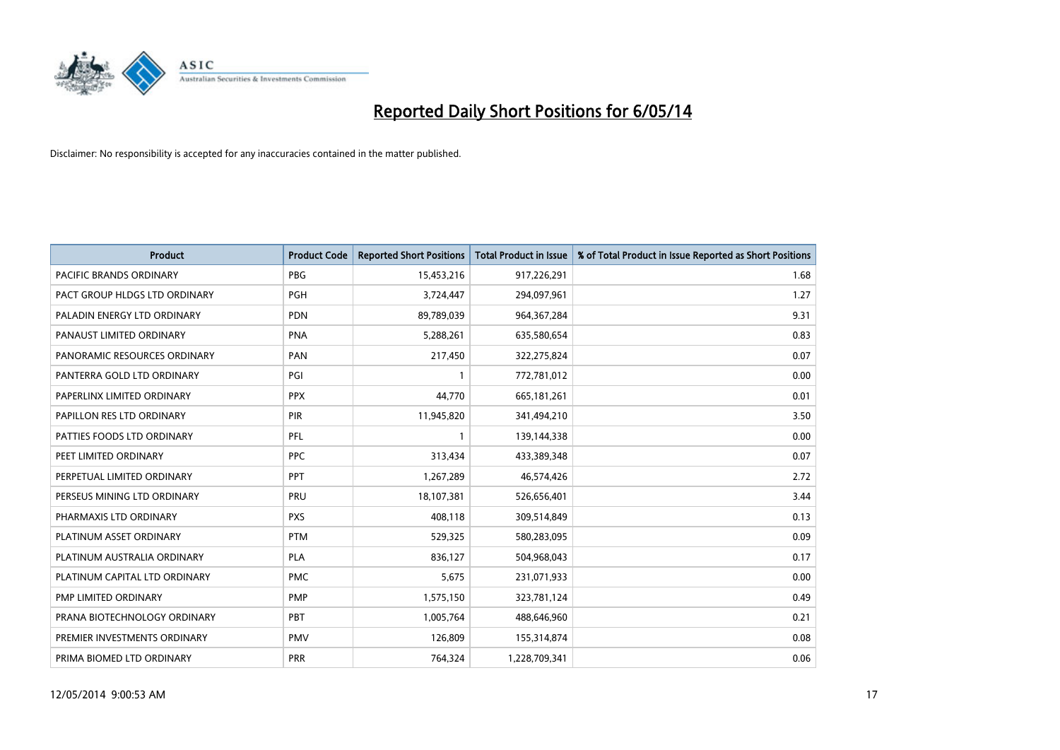# Reported Daily Short Positions for 6/05/14

Disclaimer: No responsibility is accepted for any inaccuracies contained in the matter published.

| Product | Product Code | Reported Short Positions | Total Product in Issue | % of Total Product in Issue Reported as Short Positions |
|---|---|---|---|---|
| PACIFIC BRANDS ORDINARY | PBG | 15,453,216 | 917,226,291 | 1.68 |
| PACT GROUP HLDGS LTD ORDINARY | PGH | 3,724,447 | 294,097,961 | 1.27 |
| PALADIN ENERGY LTD ORDINARY | PDN | 89,789,039 | 964,367,284 | 9.31 |
| PANAUST LIMITED ORDINARY | PNA | 5,288,261 | 635,580,654 | 0.83 |
| PANORAMIC RESOURCES ORDINARY | PAN | 217,450 | 322,275,824 | 0.07 |
| PANTERRA GOLD LTD ORDINARY | PGI | 1 | 772,781,012 | 0.00 |
| PAPERLINX LIMITED ORDINARY | PPX | 44,770 | 665,181,261 | 0.01 |
| PAPILLON RES LTD ORDINARY | PIR | 11,945,820 | 341,494,210 | 3.50 |
| PATTIES FOODS LTD ORDINARY | PFL | 1 | 139,144,338 | 0.00 |
| PEET LIMITED ORDINARY | PPC | 313,434 | 433,389,348 | 0.07 |
| PERPETUAL LIMITED ORDINARY | PPT | 1,267,289 | 46,574,426 | 2.72 |
| PERSEUS MINING LTD ORDINARY | PRU | 18,107,381 | 526,656,401 | 3.44 |
| PHARMAXIS LTD ORDINARY | PXS | 408,118 | 309,514,849 | 0.13 |
| PLATINUM ASSET ORDINARY | PTM | 529,325 | 580,283,095 | 0.09 |
| PLATINUM AUSTRALIA ORDINARY | PLA | 836,127 | 504,968,043 | 0.17 |
| PLATINUM CAPITAL LTD ORDINARY | PMC | 5,675 | 231,071,933 | 0.00 |
| PMP LIMITED ORDINARY | PMP | 1,575,150 | 323,781,124 | 0.49 |
| PRANA BIOTECHNOLOGY ORDINARY | PBT | 1,005,764 | 488,646,960 | 0.21 |
| PREMIER INVESTMENTS ORDINARY | PMV | 126,809 | 155,314,874 | 0.08 |
| PRIMA BIOMED LTD ORDINARY | PRR | 764,324 | 1,228,709,341 | 0.06 |

12/05/2014 9:00:53 AM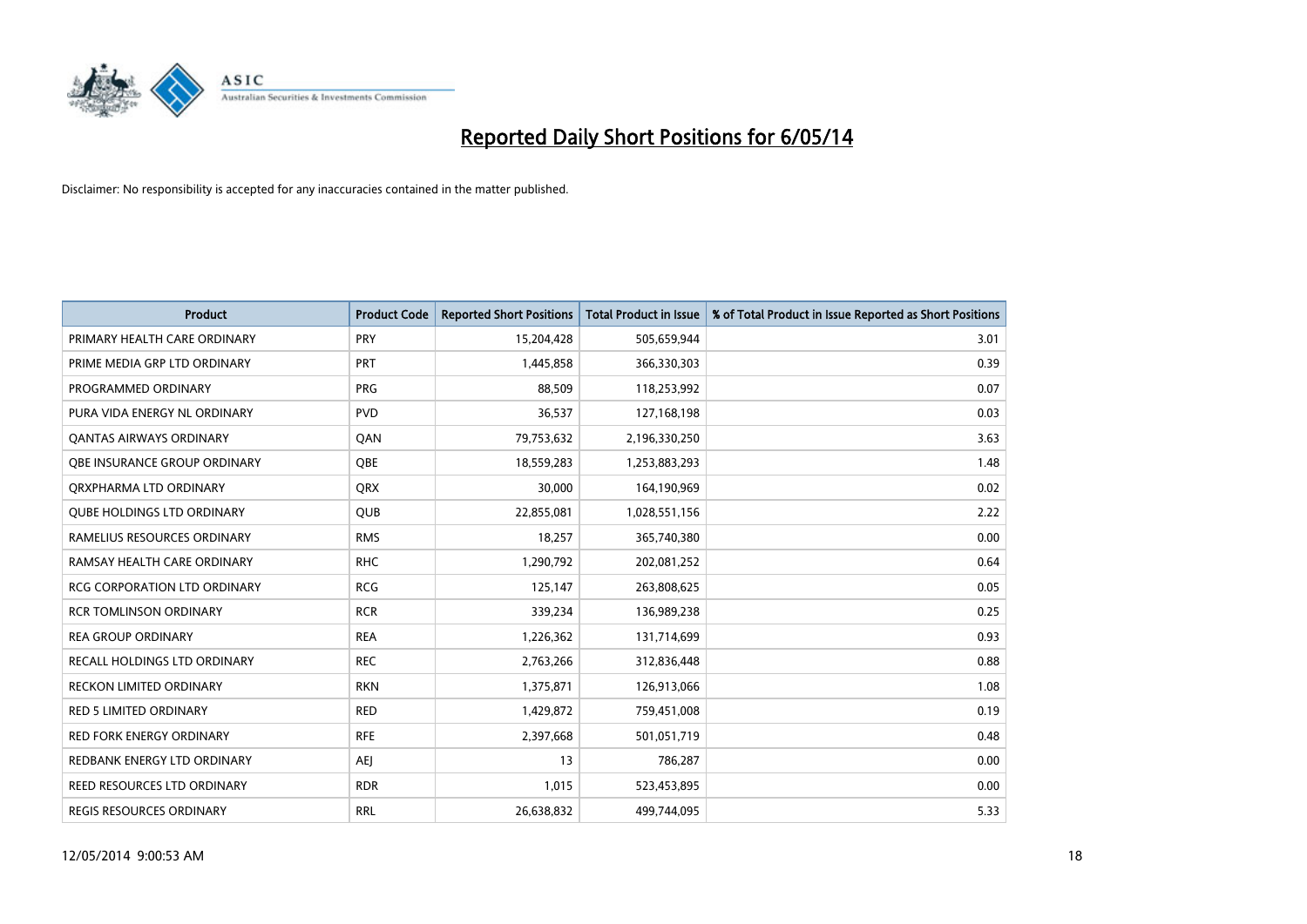# Reported Daily Short Positions for 6/05/14

Disclaimer: No responsibility is accepted for any inaccuracies contained in the matter published.

| Product | Product Code | Reported Short Positions | Total Product in Issue | % of Total Product in Issue Reported as Short Positions |
|---|---|---|---|---|
| PRIMARY HEALTH CARE ORDINARY | PRY | 15,204,428 | 505,659,944 | 3.01 |
| PRIME MEDIA GRP LTD ORDINARY | PRT | 1,445,858 | 366,330,303 | 0.39 |
| PROGRAMMED ORDINARY | PRG | 88,509 | 118,253,992 | 0.07 |
| PURA VIDA ENERGY NL ORDINARY | PVD | 36,537 | 127,168,198 | 0.03 |
| QANTAS AIRWAYS ORDINARY | QAN | 79,753,632 | 2,196,330,250 | 3.63 |
| QBE INSURANCE GROUP ORDINARY | QBE | 18,559,283 | 1,253,883,293 | 1.48 |
| QRXPHARMA LTD ORDINARY | QRX | 30,000 | 164,190,969 | 0.02 |
| QUBE HOLDINGS LTD ORDINARY | QUB | 22,855,081 | 1,028,551,156 | 2.22 |
| RAMELIUS RESOURCES ORDINARY | RMS | 18,257 | 365,740,380 | 0.00 |
| RAMSAY HEALTH CARE ORDINARY | RHC | 1,290,792 | 202,081,252 | 0.64 |
| RCG CORPORATION LTD ORDINARY | RCG | 125,147 | 263,808,625 | 0.05 |
| RCR TOMLINSON ORDINARY | RCR | 339,234 | 136,989,238 | 0.25 |
| REA GROUP ORDINARY | REA | 1,226,362 | 131,714,699 | 0.93 |
| RECALL HOLDINGS LTD ORDINARY | REC | 2,763,266 | 312,836,448 | 0.88 |
| RECKON LIMITED ORDINARY | RKN | 1,375,871 | 126,913,066 | 1.08 |
| RED 5 LIMITED ORDINARY | RED | 1,429,872 | 759,451,008 | 0.19 |
| RED FORK ENERGY ORDINARY | RFE | 2,397,668 | 501,051,719 | 0.48 |
| REDBANK ENERGY LTD ORDINARY | AEJ | 13 | 786,287 | 0.00 |
| REED RESOURCES LTD ORDINARY | RDR | 1,015 | 523,453,895 | 0.00 |
| REGIS RESOURCES ORDINARY | RRL | 26,638,832 | 499,744,095 | 5.33 |

12/05/2014 9:00:53 AM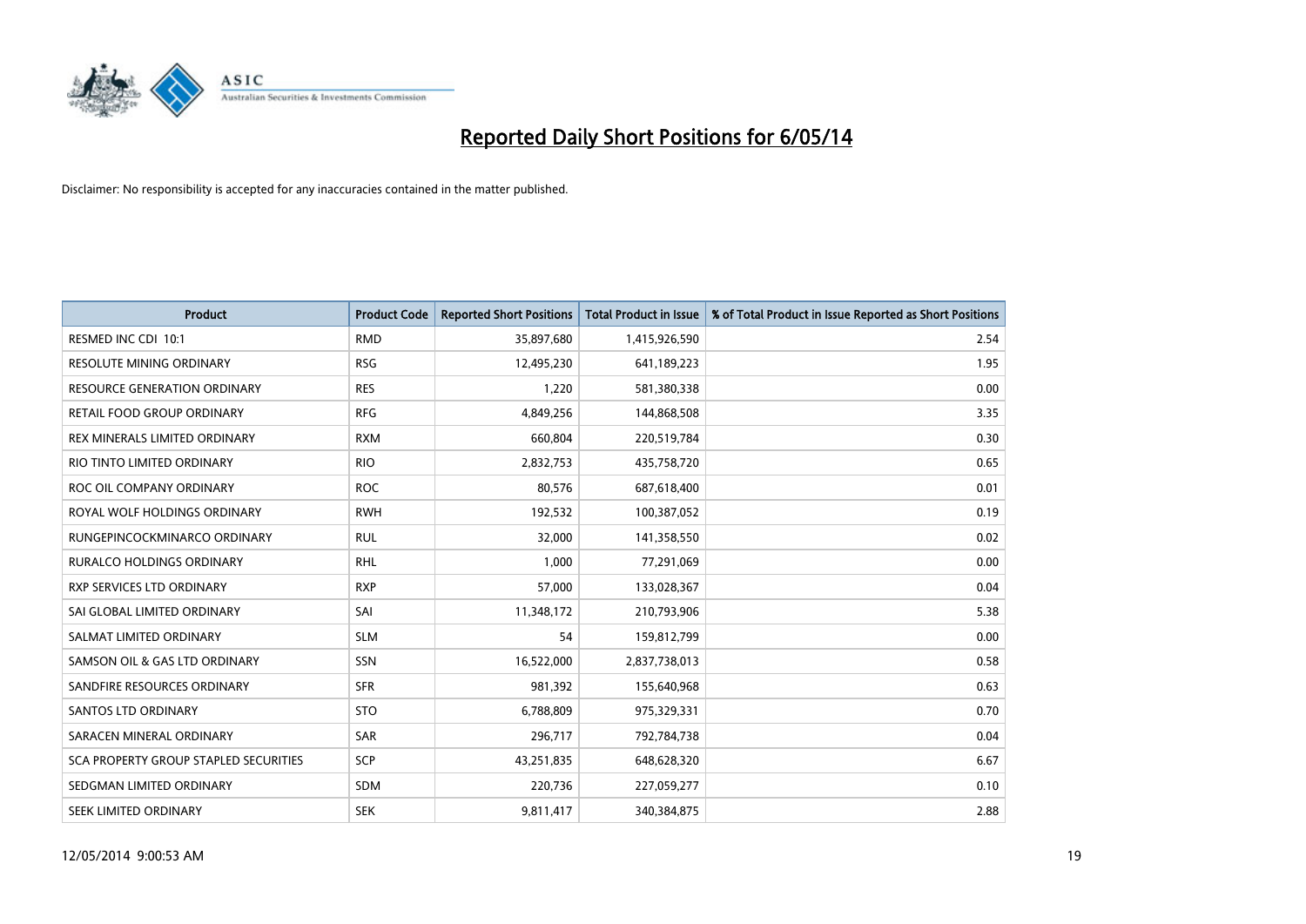# Reported Daily Short Positions for 6/05/14

Disclaimer: No responsibility is accepted for any inaccuracies contained in the matter published.

| Product | Product Code | Reported Short Positions | Total Product in Issue | % of Total Product in Issue Reported as Short Positions |
|---|---|---|---|---|
| RESMED INC CDI 10:1 | RMD | 35,897,680 | 1,415,926,590 | 2.54 |
| RESOLUTE MINING ORDINARY | RSG | 12,495,230 | 641,189,223 | 1.95 |
| RESOURCE GENERATION ORDINARY | RES | 1,220 | 581,380,338 | 0.00 |
| RETAIL FOOD GROUP ORDINARY | RFG | 4,849,256 | 144,868,508 | 3.35 |
| REX MINERALS LIMITED ORDINARY | RXM | 660,804 | 220,519,784 | 0.30 |
| RIO TINTO LIMITED ORDINARY | RIO | 2,832,753 | 435,758,720 | 0.65 |
| ROC OIL COMPANY ORDINARY | ROC | 80,576 | 687,618,400 | 0.01 |
| ROYAL WOLF HOLDINGS ORDINARY | RWH | 192,532 | 100,387,052 | 0.19 |
| RUNGEPINCOCKMINARCO ORDINARY | RUL | 32,000 | 141,358,550 | 0.02 |
| RURALCO HOLDINGS ORDINARY | RHL | 1,000 | 77,291,069 | 0.00 |
| RXP SERVICES LTD ORDINARY | RXP | 57,000 | 133,028,367 | 0.04 |
| SAI GLOBAL LIMITED ORDINARY | SAI | 11,348,172 | 210,793,906 | 5.38 |
| SALMAT LIMITED ORDINARY | SLM | 54 | 159,812,799 | 0.00 |
| SAMSON OIL & GAS LTD ORDINARY | SSN | 16,522,000 | 2,837,738,013 | 0.58 |
| SANDFIRE RESOURCES ORDINARY | SFR | 981,392 | 155,640,968 | 0.63 |
| SANTOS LTD ORDINARY | STO | 6,788,809 | 975,329,331 | 0.70 |
| SARACEN MINERAL ORDINARY | SAR | 296,717 | 792,784,738 | 0.04 |
| SCA PROPERTY GROUP STAPLED SECURITIES | SCP | 43,251,835 | 648,628,320 | 6.67 |
| SEDGMAN LIMITED ORDINARY | SDM | 220,736 | 227,059,277 | 0.10 |
| SEEK LIMITED ORDINARY | SEK | 9,811,417 | 340,384,875 | 2.88 |

12/05/2014 9:00:53 AM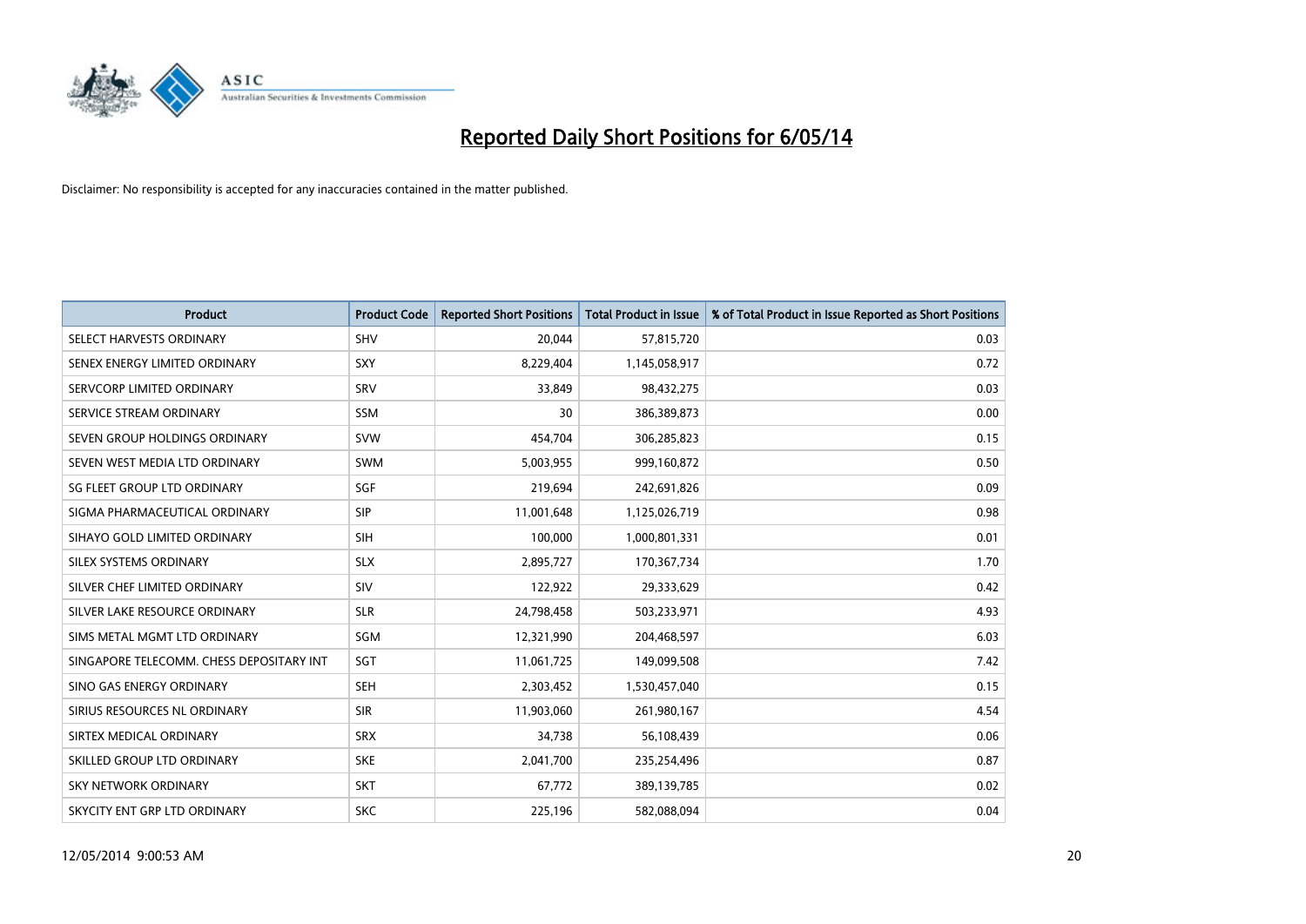# Reported Daily Short Positions for 6/05/14

Disclaimer: No responsibility is accepted for any inaccuracies contained in the matter published.

| Product | Product Code | Reported Short Positions | Total Product in Issue | % of Total Product in Issue Reported as Short Positions |
|---|---|---|---|---|
| SELECT HARVESTS ORDINARY | SHV | 20,044 | 57,815,720 | 0.03 |
| SENEX ENERGY LIMITED ORDINARY | SXY | 8,229,404 | 1,145,058,917 | 0.72 |
| SERVCORP LIMITED ORDINARY | SRV | 33,849 | 98,432,275 | 0.03 |
| SERVICE STREAM ORDINARY | SSM | 30 | 386,389,873 | 0.00 |
| SEVEN GROUP HOLDINGS ORDINARY | SVW | 454,704 | 306,285,823 | 0.15 |
| SEVEN WEST MEDIA LTD ORDINARY | SWM | 5,003,955 | 999,160,872 | 0.50 |
| SG FLEET GROUP LTD ORDINARY | SGF | 219,694 | 242,691,826 | 0.09 |
| SIGMA PHARMACEUTICAL ORDINARY | SIP | 11,001,648 | 1,125,026,719 | 0.98 |
| SIHAYO GOLD LIMITED ORDINARY | SIH | 100,000 | 1,000,801,331 | 0.01 |
| SILEX SYSTEMS ORDINARY | SLX | 2,895,727 | 170,367,734 | 1.70 |
| SILVER CHEF LIMITED ORDINARY | SIV | 122,922 | 29,333,629 | 0.42 |
| SILVER LAKE RESOURCE ORDINARY | SLR | 24,798,458 | 503,233,971 | 4.93 |
| SIMS METAL MGMT LTD ORDINARY | SGM | 12,321,990 | 204,468,597 | 6.03 |
| SINGAPORE TELECOMM. CHESS DEPOSITARY INT | SGT | 11,061,725 | 149,099,508 | 7.42 |
| SINO GAS ENERGY ORDINARY | SEH | 2,303,452 | 1,530,457,040 | 0.15 |
| SIRIUS RESOURCES NL ORDINARY | SIR | 11,903,060 | 261,980,167 | 4.54 |
| SIRTEX MEDICAL ORDINARY | SRX | 34,738 | 56,108,439 | 0.06 |
| SKILLED GROUP LTD ORDINARY | SKE | 2,041,700 | 235,254,496 | 0.87 |
| SKY NETWORK ORDINARY | SKT | 67,772 | 389,139,785 | 0.02 |
| SKYCITY ENT GRP LTD ORDINARY | SKC | 225,196 | 582,088,094 | 0.04 |

12/05/2014 9:00:53 AM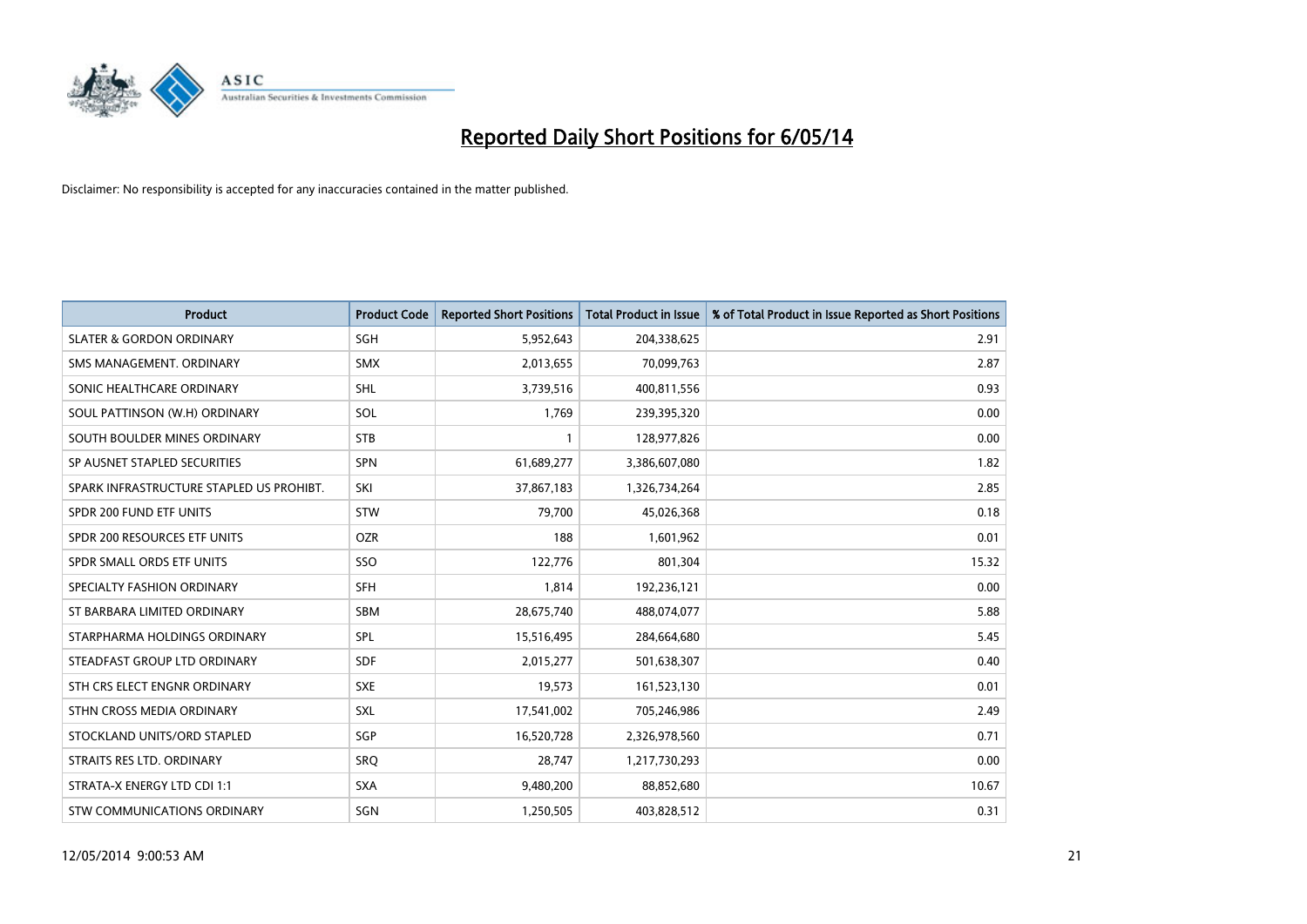# Reported Daily Short Positions for 6/05/14

Disclaimer: No responsibility is accepted for any inaccuracies contained in the matter published.

| Product | Product Code | Reported Short Positions | Total Product in Issue | % of Total Product in Issue Reported as Short Positions |
|---|---|---|---|---|
| SLATER & GORDON ORDINARY | SGH | 5,952,643 | 204,338,625 | 2.91 |
| SMS MANAGEMENT. ORDINARY | SMX | 2,013,655 | 70,099,763 | 2.87 |
| SONIC HEALTHCARE ORDINARY | SHL | 3,739,516 | 400,811,556 | 0.93 |
| SOUL PATTINSON (W.H) ORDINARY | SOL | 1,769 | 239,395,320 | 0.00 |
| SOUTH BOULDER MINES ORDINARY | STB | 1 | 128,977,826 | 0.00 |
| SP AUSNET STAPLED SECURITIES | SPN | 61,689,277 | 3,386,607,080 | 1.82 |
| SPARK INFRASTRUCTURE STAPLED US PROHIBT. | SKI | 37,867,183 | 1,326,734,264 | 2.85 |
| SPDR 200 FUND ETF UNITS | STW | 79,700 | 45,026,368 | 0.18 |
| SPDR 200 RESOURCES ETF UNITS | OZR | 188 | 1,601,962 | 0.01 |
| SPDR SMALL ORDS ETF UNITS | SSO | 122,776 | 801,304 | 15.32 |
| SPECIALTY FASHION ORDINARY | SFH | 1,814 | 192,236,121 | 0.00 |
| ST BARBARA LIMITED ORDINARY | SBM | 28,675,740 | 488,074,077 | 5.88 |
| STARPHARMA HOLDINGS ORDINARY | SPL | 15,516,495 | 284,664,680 | 5.45 |
| STEADFAST GROUP LTD ORDINARY | SDF | 2,015,277 | 501,638,307 | 0.40 |
| STH CRS ELECT ENGNR ORDINARY | SXE | 19,573 | 161,523,130 | 0.01 |
| STHN CROSS MEDIA ORDINARY | SXL | 17,541,002 | 705,246,986 | 2.49 |
| STOCKLAND UNITS/ORD STAPLED | SGP | 16,520,728 | 2,326,978,560 | 0.71 |
| STRAITS RES LTD. ORDINARY | SRQ | 28,747 | 1,217,730,293 | 0.00 |
| STRATA-X ENERGY LTD CDI 1:1 | SXA | 9,480,200 | 88,852,680 | 10.67 |
| STW COMMUNICATIONS ORDINARY | SGN | 1,250,505 | 403,828,512 | 0.31 |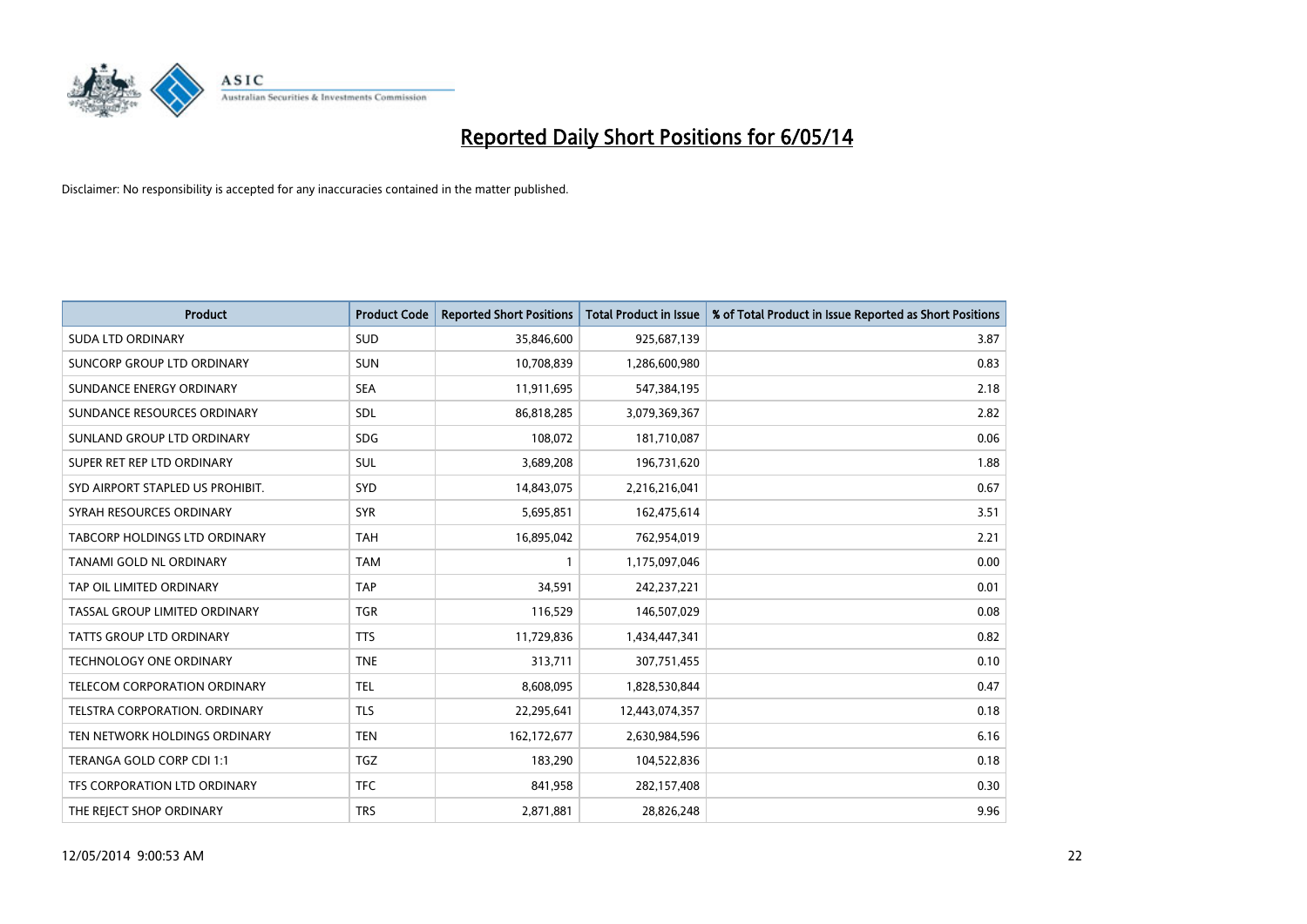# Reported Daily Short Positions for 6/05/14

Disclaimer: No responsibility is accepted for any inaccuracies contained in the matter published.

| Product | Product Code | Reported Short Positions | Total Product in Issue | % of Total Product in Issue Reported as Short Positions |
|---|---|---|---|---|
| SUDA LTD ORDINARY | SUD | 35,846,600 | 925,687,139 | 3.87 |
| SUNCORP GROUP LTD ORDINARY | SUN | 10,708,839 | 1,286,600,980 | 0.83 |
| SUNDANCE ENERGY ORDINARY | SEA | 11,911,695 | 547,384,195 | 2.18 |
| SUNDANCE RESOURCES ORDINARY | SDL | 86,818,285 | 3,079,369,367 | 2.82 |
| SUNLAND GROUP LTD ORDINARY | SDG | 108,072 | 181,710,087 | 0.06 |
| SUPER RET REP LTD ORDINARY | SUL | 3,689,208 | 196,731,620 | 1.88 |
| SYD AIRPORT STAPLED US PROHIBIT. | SYD | 14,843,075 | 2,216,216,041 | 0.67 |
| SYRAH RESOURCES ORDINARY | SYR | 5,695,851 | 162,475,614 | 3.51 |
| TABCORP HOLDINGS LTD ORDINARY | TAH | 16,895,042 | 762,954,019 | 2.21 |
| TANAMI GOLD NL ORDINARY | TAM | 1 | 1,175,097,046 | 0.00 |
| TAP OIL LIMITED ORDINARY | TAP | 34,591 | 242,237,221 | 0.01 |
| TASSAL GROUP LIMITED ORDINARY | TGR | 116,529 | 146,507,029 | 0.08 |
| TATTS GROUP LTD ORDINARY | TTS | 11,729,836 | 1,434,447,341 | 0.82 |
| TECHNOLOGY ONE ORDINARY | TNE | 313,711 | 307,751,455 | 0.10 |
| TELECOM CORPORATION ORDINARY | TEL | 8,608,095 | 1,828,530,844 | 0.47 |
| TELSTRA CORPORATION. ORDINARY | TLS | 22,295,641 | 12,443,074,357 | 0.18 |
| TEN NETWORK HOLDINGS ORDINARY | TEN | 162,172,677 | 2,630,984,596 | 6.16 |
| TERANGA GOLD CORP CDI 1:1 | TGZ | 183,290 | 104,522,836 | 0.18 |
| TFS CORPORATION LTD ORDINARY | TFC | 841,958 | 282,157,408 | 0.30 |
| THE REJECT SHOP ORDINARY | TRS | 2,871,881 | 28,826,248 | 9.96 |

12/05/2014 9:00:53 AM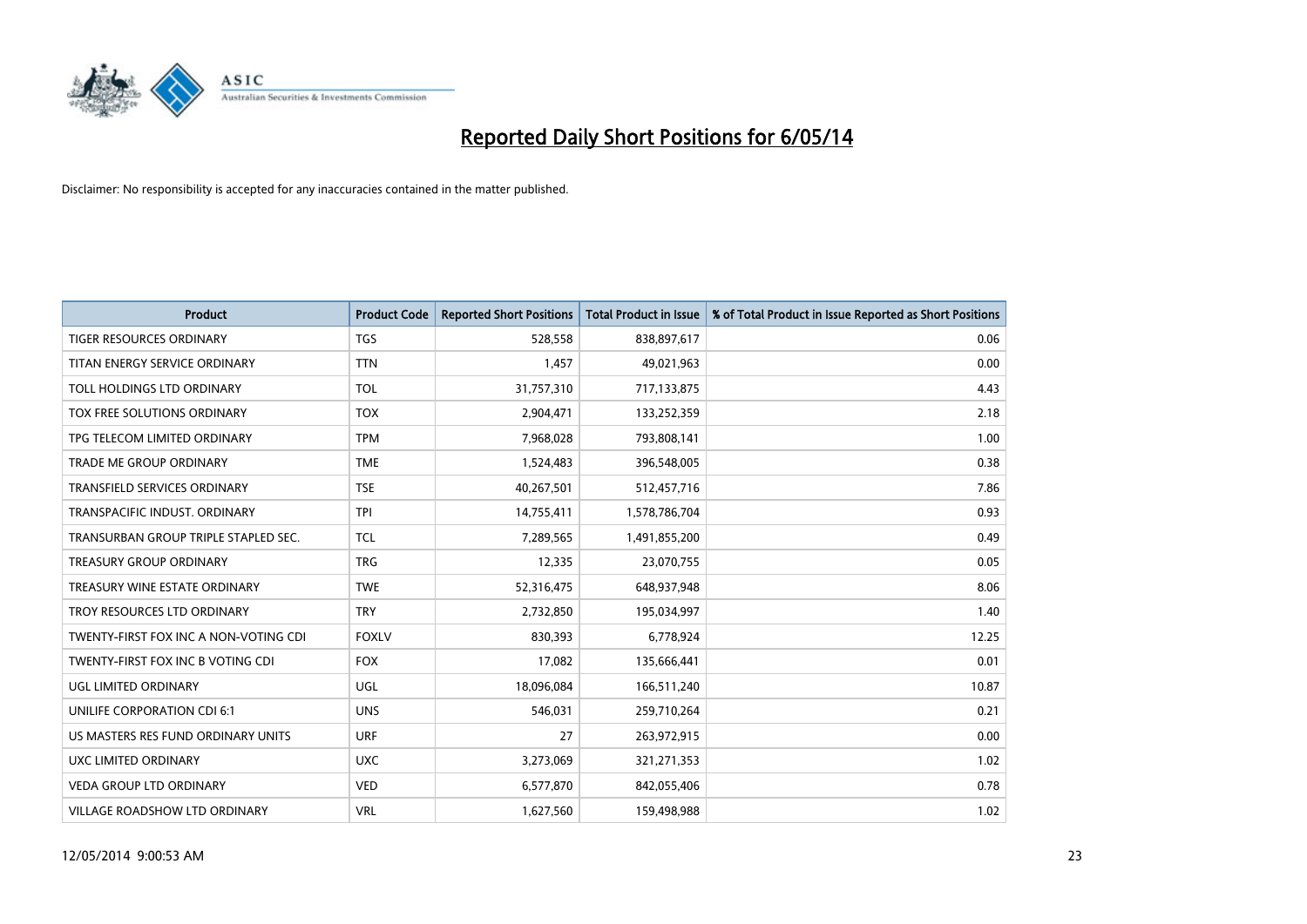# Reported Daily Short Positions for 6/05/14

Disclaimer: No responsibility is accepted for any inaccuracies contained in the matter published.

| Product | Product Code | Reported Short Positions | Total Product in Issue | % of Total Product in Issue Reported as Short Positions |
|---|---|---|---|---|
| TIGER RESOURCES ORDINARY | TGS | 528,558 | 838,897,617 | 0.06 |
| TITAN ENERGY SERVICE ORDINARY | TTN | 1,457 | 49,021,963 | 0.00 |
| TOLL HOLDINGS LTD ORDINARY | TOL | 31,757,310 | 717,133,875 | 4.43 |
| TOX FREE SOLUTIONS ORDINARY | TOX | 2,904,471 | 133,252,359 | 2.18 |
| TPG TELECOM LIMITED ORDINARY | TPM | 7,968,028 | 793,808,141 | 1.00 |
| TRADE ME GROUP ORDINARY | TME | 1,524,483 | 396,548,005 | 0.38 |
| TRANSFIELD SERVICES ORDINARY | TSE | 40,267,501 | 512,457,716 | 7.86 |
| TRANSPACIFIC INDUST. ORDINARY | TPI | 14,755,411 | 1,578,786,704 | 0.93 |
| TRANSURBAN GROUP TRIPLE STAPLED SEC. | TCL | 7,289,565 | 1,491,855,200 | 0.49 |
| TREASURY GROUP ORDINARY | TRG | 12,335 | 23,070,755 | 0.05 |
| TREASURY WINE ESTATE ORDINARY | TWE | 52,316,475 | 648,937,948 | 8.06 |
| TROY RESOURCES LTD ORDINARY | TRY | 2,732,850 | 195,034,997 | 1.40 |
| TWENTY-FIRST FOX INC A NON-VOTING CDI | FOXLV | 830,393 | 6,778,924 | 12.25 |
| TWENTY-FIRST FOX INC B VOTING CDI | FOX | 17,082 | 135,666,441 | 0.01 |
| UGL LIMITED ORDINARY | UGL | 18,096,084 | 166,511,240 | 10.87 |
| UNILIFE CORPORATION CDI 6:1 | UNS | 546,031 | 259,710,264 | 0.21 |
| US MASTERS RES FUND ORDINARY UNITS | URF | 27 | 263,972,915 | 0.00 |
| UXC LIMITED ORDINARY | UXC | 3,273,069 | 321,271,353 | 1.02 |
| VEDA GROUP LTD ORDINARY | VED | 6,577,870 | 842,055,406 | 0.78 |
| VILLAGE ROADSHOW LTD ORDINARY | VRL | 1,627,560 | 159,498,988 | 1.02 |

12/05/2014 9:00:53 AM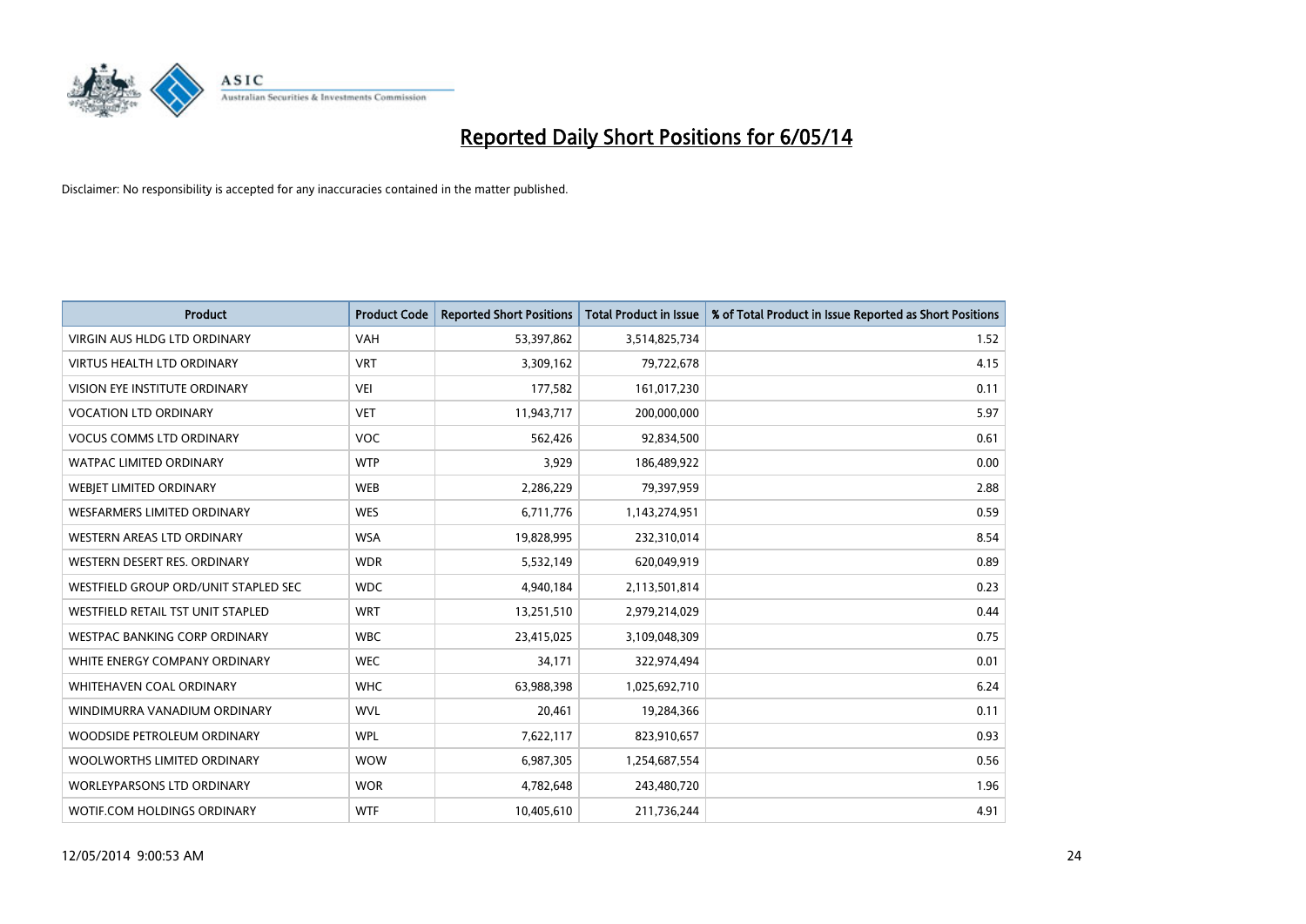# Reported Daily Short Positions for 6/05/14

Disclaimer: No responsibility is accepted for any inaccuracies contained in the matter published.

| Product | Product Code | Reported Short Positions | Total Product in Issue | % of Total Product in Issue Reported as Short Positions |
|---|---|---|---|---|
| VIRGIN AUS HLDG LTD ORDINARY | VAH | 53,397,862 | 3,514,825,734 | 1.52 |
| VIRTUS HEALTH LTD ORDINARY | VRT | 3,309,162 | 79,722,678 | 4.15 |
| VISION EYE INSTITUTE ORDINARY | VEI | 177,582 | 161,017,230 | 0.11 |
| VOCATION LTD ORDINARY | VET | 11,943,717 | 200,000,000 | 5.97 |
| VOCUS COMMS LTD ORDINARY | VOC | 562,426 | 92,834,500 | 0.61 |
| WATPAC LIMITED ORDINARY | WTP | 3,929 | 186,489,922 | 0.00 |
| WEBJET LIMITED ORDINARY | WEB | 2,286,229 | 79,397,959 | 2.88 |
| WESFARMERS LIMITED ORDINARY | WES | 6,711,776 | 1,143,274,951 | 0.59 |
| WESTERN AREAS LTD ORDINARY | WSA | 19,828,995 | 232,310,014 | 8.54 |
| WESTERN DESERT RES. ORDINARY | WDR | 5,532,149 | 620,049,919 | 0.89 |
| WESTFIELD GROUP ORD/UNIT STAPLED SEC | WDC | 4,940,184 | 2,113,501,814 | 0.23 |
| WESTFIELD RETAIL TST UNIT STAPLED | WRT | 13,251,510 | 2,979,214,029 | 0.44 |
| WESTPAC BANKING CORP ORDINARY | WBC | 23,415,025 | 3,109,048,309 | 0.75 |
| WHITE ENERGY COMPANY ORDINARY | WEC | 34,171 | 322,974,494 | 0.01 |
| WHITEHAVEN COAL ORDINARY | WHC | 63,988,398 | 1,025,692,710 | 6.24 |
| WINDIMURRA VANADIUM ORDINARY | WVL | 20,461 | 19,284,366 | 0.11 |
| WOODSIDE PETROLEUM ORDINARY | WPL | 7,622,117 | 823,910,657 | 0.93 |
| WOOLWORTHS LIMITED ORDINARY | WOW | 6,987,305 | 1,254,687,554 | 0.56 |
| WORLEYPARSONS LTD ORDINARY | WOR | 4,782,648 | 243,480,720 | 1.96 |
| WOTIF.COM HOLDINGS ORDINARY | WTF | 10,405,610 | 211,736,244 | 4.91 |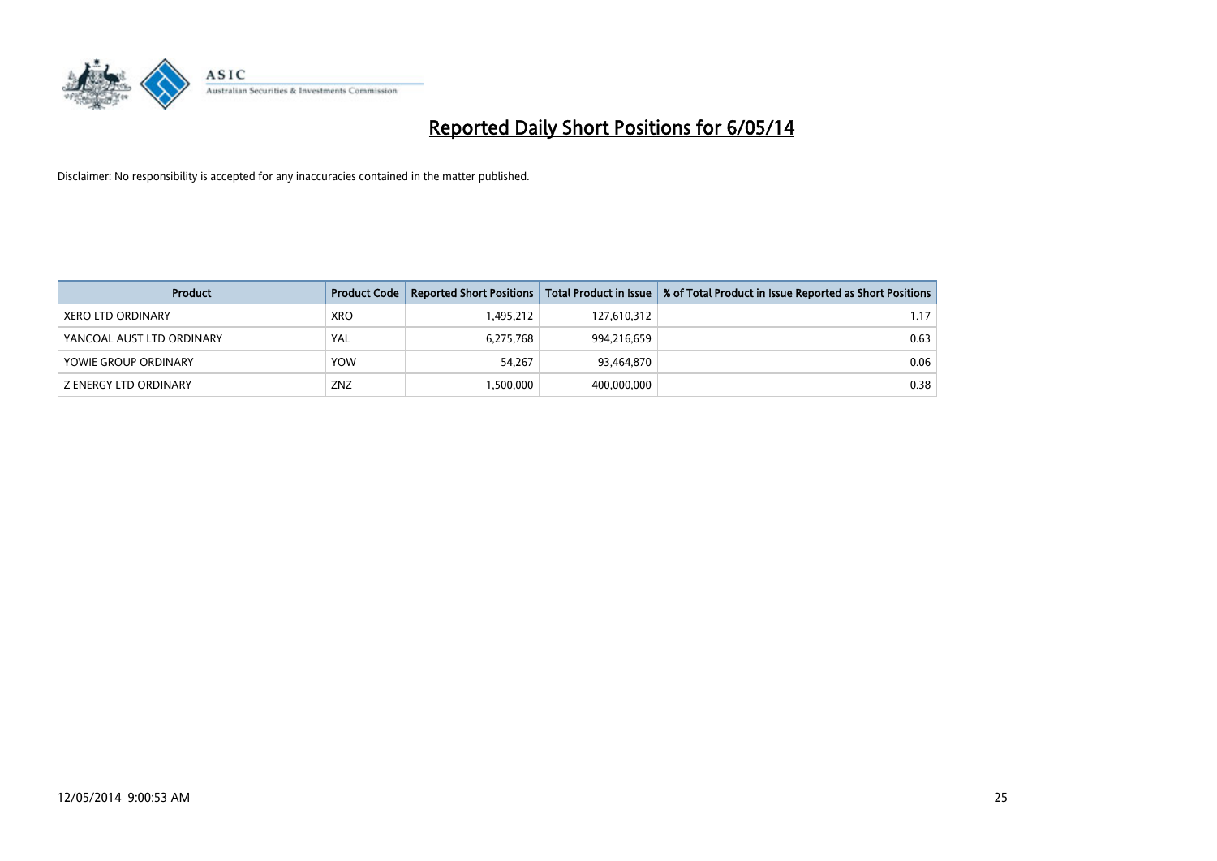# Reported Daily Short Positions for 6/05/14

Disclaimer: No responsibility is accepted for any inaccuracies contained in the matter published.

| Product | Product Code | Reported Short Positions | Total Product in Issue | % of Total Product in Issue Reported as Short Positions |
|---|---|---|---|---|
| XERO LTD ORDINARY | XRO | 1,495,212 | 127,610,312 | 1.17 |
| YANCOAL AUST LTD ORDINARY | YAL | 6,275,768 | 994,216,659 | 0.63 |
| YOWIE GROUP ORDINARY | YOW | 54,267 | 93,464,870 | 0.06 |
| Z ENERGY LTD ORDINARY | ZNZ | 1,500,000 | 400,000,000 | 0.38 |

12/05/2014 9:00:53 AM